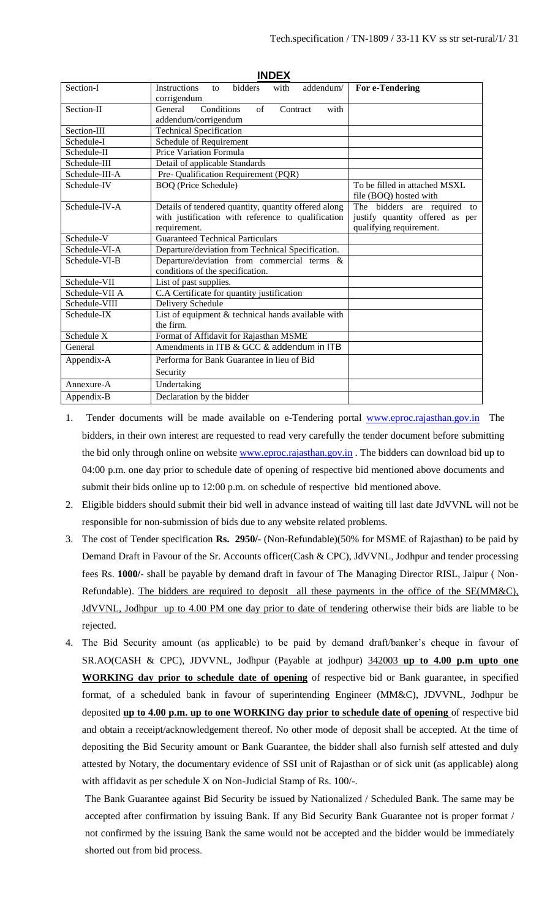## INDEX

| Section-I | Instructions to bidders with addendum/ corrigendum | **For e-Tendering** |
|---|---|---|
| Section-II | General Conditions of Contract with addendum/corrigendum | |
| Section-III | Technical Specification | |
| Schedule-I | Schedule of Requirement | |
| Schedule-II | Price Variation Formula | |
| Schedule-III | Detail of applicable Standards | |
| Schedule-III-A | Pre- Qualification Requirement (PQR) | |
| Schedule-IV | BOQ (Price Schedule) | To be filled in attached MSXL file (BOQ) hosted with |
| Schedule-IV-A | Details of tendered quantity, quantity offered along with justification with reference to qualification requirement. | The bidders are required to justify quantity offered as per qualifying requirement. |
| Schedule-V | Guaranteed Technical Particulars | |
| Schedule-VI-A | Departure/deviation from Technical Specification. | |
| Schedule-VI-B | Departure/deviation from commercial terms & conditions of the specification. | |
| Schedule-VII | List of past supplies. | |
| Schedule-VII A | C.A Certificate for quantity justification | |
| Schedule-VIII | Delivery Schedule | |
| Schedule-IX | List of equipment & technical hands available with the firm. | |
| Schedule X | Format of Affidavit for Rajasthan MSME | |
| General | Amendments in ITB & GCC & addendum in ITB | |
| Appendix-A | Performa for Bank Guarantee in lieu of Bid Security | |
| Annexure-A | Undertaking | |
| Appendix-B | Declaration by the bidder | |

1. Tender documents will be made available on e-Tendering portal www.eproc.rajasthan.gov.in The bidders, in their own interest are requested to read very carefully the tender document before submitting the bid only through online on website www.eproc.rajasthan.gov.in . The bidders can download bid up to 04:00 p.m. one day prior to schedule date of opening of respective bid mentioned above documents and submit their bids online up to 12:00 p.m. on schedule of respective bid mentioned above.
2. Eligible bidders should submit their bid well in advance instead of waiting till last date JdVVNL will not be responsible for non-submission of bids due to any website related problems.
3. The cost of Tender specification **Rs. 2950/-** (Non-Refundable)(50% for MSME of Rajasthan) to be paid by Demand Draft in Favour of the Sr. Accounts officer(Cash & CPC), JdVVNL, Jodhpur and tender processing fees Rs. **1000/-** shall be payable by demand draft in favour of The Managing Director RISL, Jaipur ( Non-Refundable). The bidders are required to deposit all these payments in the office of the SE(MM&C), JdVVNL, Jodhpur up to 4.00 PM one day prior to date of tendering otherwise their bids are liable to be rejected.
4. The Bid Security amount (as applicable) to be paid by demand draft/banker's cheque in favour of SR.AO(CASH & CPC), JDVVNL, Jodhpur (Payable at jodhpur) 342003 **up to 4.00 p.m upto one WORKING day prior to schedule date of opening** of respective bid or Bank guarantee, in specified format, of a scheduled bank in favour of superintending Engineer (MM&C), JDVVNL, Jodhpur be deposited **up to 4.00 p.m. up to one WORKING day prior to schedule date of opening** of respective bid and obtain a receipt/acknowledgement thereof. No other mode of deposit shall be accepted. At the time of depositing the Bid Security amount or Bank Guarantee, the bidder shall also furnish self attested and duly attested by Notary, the documentary evidence of SSI unit of Rajasthan or of sick unit (as applicable) along with affidavit as per schedule X on Non-Judicial Stamp of Rs. 100/-.

   The Bank Guarantee against Bid Security be issued by Nationalized / Scheduled Bank. The same may be accepted after confirmation by issuing Bank. If any Bid Security Bank Guarantee not is proper format / not confirmed by the issuing Bank the same would not be accepted and the bidder would be immediately shorted out from bid process.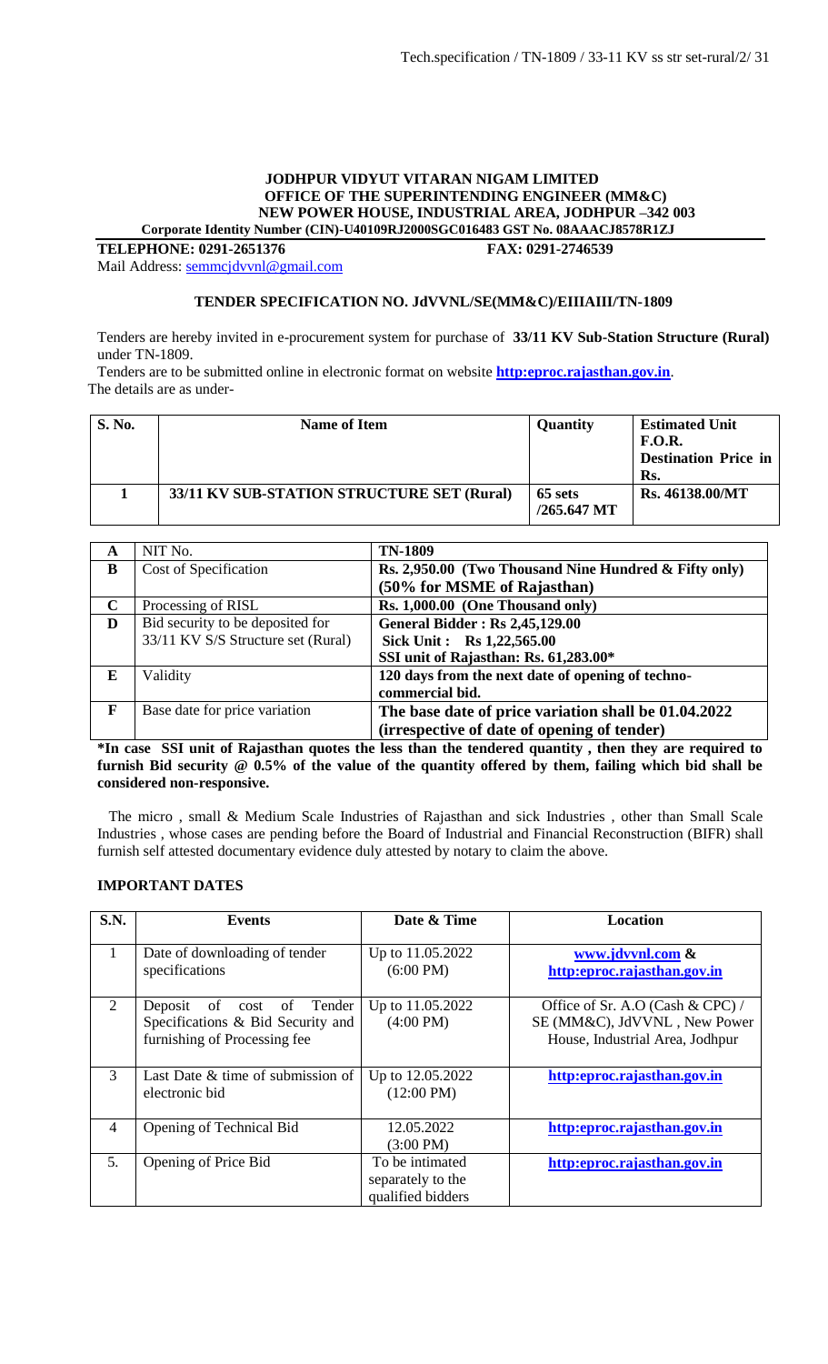**JODHPUR VIDYUT VITARAN NIGAM LIMITED**
**OFFICE OF THE SUPERINTENDING ENGINEER (MM&C)**
**NEW POWER HOUSE, INDUSTRIAL AREA, JODHPUR –342 003**
**Corporate Identity Number (CIN)-U40109RJ2000SGC016483 GST No. 08AAACJ8578R1ZJ**

**TELEPHONE: 0291-2651376** **FAX: 0291-2746539**

Mail Address: semmcjdvvnl@gmail.com

## TENDER SPECIFICATION NO. JdVVNL/SE(MM&C)/EIIIAIII/TN-1809

Tenders are hereby invited in e-procurement system for purchase of **33/11 KV Sub-Station Structure (Rural)** under TN-1809.

Tenders are to be submitted online in electronic format on website **http:eproc.rajasthan.gov.in**.

The details are as under-

| S. No. | Name of Item | Quantity | Estimated Unit F.O.R. Destination Price in Rs. |
|---|---|---|---|
| 1 | **33/11 KV SUB-STATION STRUCTURE SET (Rural)** | **65 sets /265.647 MT** | **Rs. 46138.00/MT** |

| | | |
|---|---|---|
| **A** | NIT No. | **TN-1809** |
| **B** | Cost of Specification | **Rs. 2,950.00 (Two Thousand Nine Hundred & Fifty only) (50% for MSME of Rajasthan)** |
| **C** | Processing of RISL | **Rs. 1,000.00 (One Thousand only)** |
| **D** | Bid security to be deposited for 33/11 KV S/S Structure set (Rural) | **General Bidder : Rs 2,45,129.00**<br>**Sick Unit : Rs 1,22,565.00**<br>**SSI unit of Rajasthan: Rs. 61,283.00*** |
| **E** | Validity | **120 days from the next date of opening of techno-commercial bid.** |
| **F** | Base date for price variation | **The base date of price variation shall be 01.04.2022 (irrespective of date of opening of tender)** |

**\*In case SSI unit of Rajasthan quotes the less than the tendered quantity , then they are required to furnish Bid security @ 0.5% of the value of the quantity offered by them, failing which bid shall be considered non-responsive.**

The micro , small & Medium Scale Industries of Rajasthan and sick Industries , other than Small Scale Industries , whose cases are pending before the Board of Industrial and Financial Reconstruction (BIFR) shall furnish self attested documentary evidence duly attested by notary to claim the above.

### IMPORTANT DATES

| S.N. | Events | Date & Time | Location |
|---|---|---|---|
| 1 | Date of downloading of tender specifications | Up to 11.05.2022 (6:00 PM) | **www.jdvvnl.com & http:eproc.rajasthan.gov.in** |
| 2 | Deposit of cost of Tender Specifications & Bid Security and furnishing of Processing fee | Up to 11.05.2022 (4:00 PM) | Office of Sr. A.O (Cash & CPC) / SE (MM&C), JdVVNL , New Power House, Industrial Area, Jodhpur |
| 3 | Last Date & time of submission of electronic bid | Up to 12.05.2022 (12:00 PM) | **http:eproc.rajasthan.gov.in** |
| 4 | Opening of Technical Bid | 12.05.2022 (3:00 PM) | **http:eproc.rajasthan.gov.in** |
| 5. | Opening of Price Bid | To be intimated separately to the qualified bidders | **http:eproc.rajasthan.gov.in** |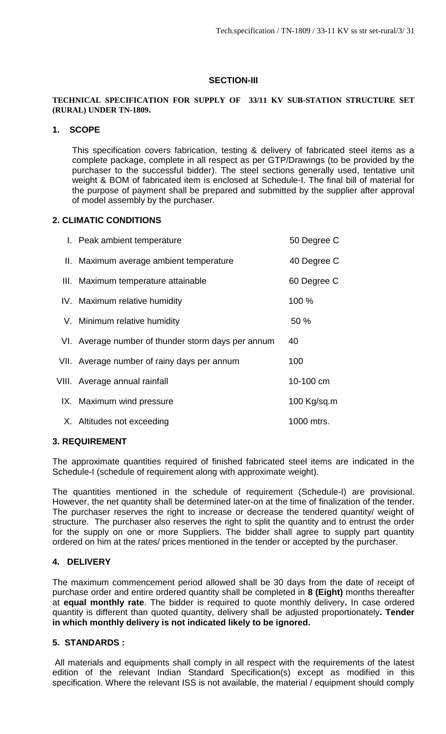## SECTION-III

**TECHNICAL SPECIFICATION FOR SUPPLY OF 33/11 KV SUB-STATION STRUCTURE SET (RURAL) UNDER TN-1809.**

### 1. SCOPE

This specification covers fabrication, testing & delivery of fabricated steel items as a complete package, complete in all respect as per GTP/Drawings (to be provided by the purchaser to the successful bidder). The steel sections generally used, tentative unit weight & BOM of fabricated item is enclosed at Schedule-I. The final bill of material for the purpose of payment shall be prepared and submitted by the supplier after approval of model assembly by the purchaser.

### 2. CLIMATIC CONDITIONS

| | | |
|---|---|---|
| I. | Peak ambient temperature | 50 Degree C |
| II. | Maximum average ambient temperature | 40 Degree C |
| III. | Maximum temperature attainable | 60 Degree C |
| IV. | Maximum relative humidity | 100 % |
| V. | Minimum relative humidity | 50 % |
| VI. | Average number of thunder storm days per annum | 40 |
| VII. | Average number of rainy days per annum | 100 |
| VIII. | Average annual rainfall | 10-100 cm |
| IX. | Maximum wind pressure | 100 Kg/sq.m |
| X. | Altitudes not exceeding | 1000 mtrs. |

### 3. REQUIREMENT

The approximate quantities required of finished fabricated steel items are indicated in the Schedule-I (schedule of requirement along with approximate weight).

The quantities mentioned in the schedule of requirement (Schedule-I) are provisional. However, the net quantity shall be determined later-on at the time of finalization of the tender. The purchaser reserves the right to increase or decrease the tendered quantity/ weight of structure. The purchaser also reserves the right to split the quantity and to entrust the order for the supply on one or more Suppliers. The bidder shall agree to supply part quantity ordered on him at the rates/ prices mentioned in the tender or accepted by the purchaser.

### 4. DELIVERY

The maximum commencement period allowed shall be 30 days from the date of receipt of purchase order and entire ordered quantity shall be completed in **8 (Eight)** months thereafter at **equal monthly rate**. The bidder is required to quote monthly delivery**.** In case ordered quantity is different than quoted quantity, delivery shall be adjusted proportionately**. Tender in which monthly delivery is not indicated likely to be ignored.**

### 5. STANDARDS :

All materials and equipments shall comply in all respect with the requirements of the latest edition of the relevant Indian Standard Specification(s) except as modified in this specification. Where the relevant ISS is not available, the material / equipment should comply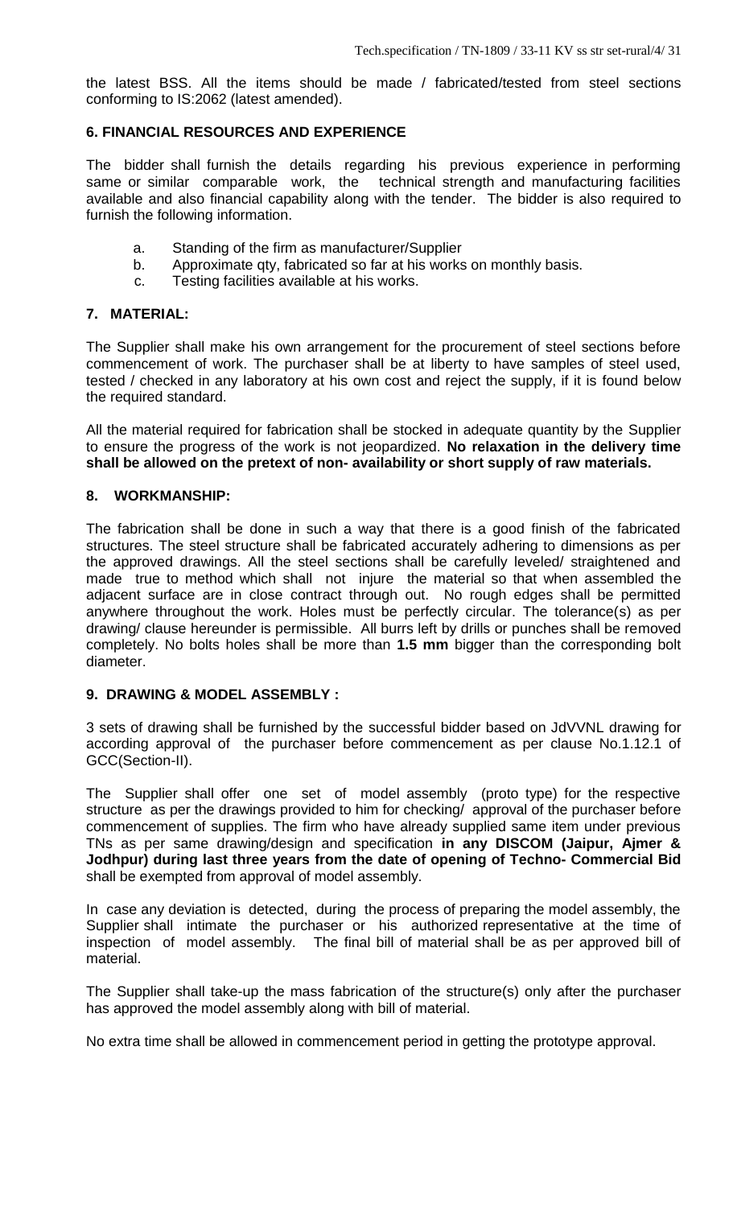the latest BSS. All the items should be made / fabricated/tested from steel sections conforming to IS:2062 (latest amended).

### 6. FINANCIAL RESOURCES AND EXPERIENCE

The bidder shall furnish the details regarding his previous experience in performing same or similar comparable work, the technical strength and manufacturing facilities available and also financial capability along with the tender. The bidder is also required to furnish the following information.

a. Standing of the firm as manufacturer/Supplier
b. Approximate qty, fabricated so far at his works on monthly basis.
c. Testing facilities available at his works.

### 7. MATERIAL:

The Supplier shall make his own arrangement for the procurement of steel sections before commencement of work. The purchaser shall be at liberty to have samples of steel used, tested / checked in any laboratory at his own cost and reject the supply, if it is found below the required standard.

All the material required for fabrication shall be stocked in adequate quantity by the Supplier to ensure the progress of the work is not jeopardized. **No relaxation in the delivery time shall be allowed on the pretext of non- availability or short supply of raw materials.**

### 8. WORKMANSHIP:

The fabrication shall be done in such a way that there is a good finish of the fabricated structures. The steel structure shall be fabricated accurately adhering to dimensions as per the approved drawings. All the steel sections shall be carefully leveled/ straightened and made true to method which shall not injure the material so that when assembled the adjacent surface are in close contract through out. No rough edges shall be permitted anywhere throughout the work. Holes must be perfectly circular. The tolerance(s) as per drawing/ clause hereunder is permissible. All burrs left by drills or punches shall be removed completely. No bolts holes shall be more than **1.5 mm** bigger than the corresponding bolt diameter.

### 9. DRAWING & MODEL ASSEMBLY :

3 sets of drawing shall be furnished by the successful bidder based on JdVVNL drawing for according approval of the purchaser before commencement as per clause No.1.12.1 of GCC(Section-II).

The Supplier shall offer one set of model assembly (proto type) for the respective structure as per the drawings provided to him for checking/ approval of the purchaser before commencement of supplies. The firm who have already supplied same item under previous TNs as per same drawing/design and specification **in any DISCOM (Jaipur, Ajmer & Jodhpur) during last three years from the date of opening of Techno- Commercial Bid** shall be exempted from approval of model assembly.

In case any deviation is detected, during the process of preparing the model assembly, the Supplier shall intimate the purchaser or his authorized representative at the time of inspection of model assembly. The final bill of material shall be as per approved bill of material.

The Supplier shall take-up the mass fabrication of the structure(s) only after the purchaser has approved the model assembly along with bill of material.

No extra time shall be allowed in commencement period in getting the prototype approval.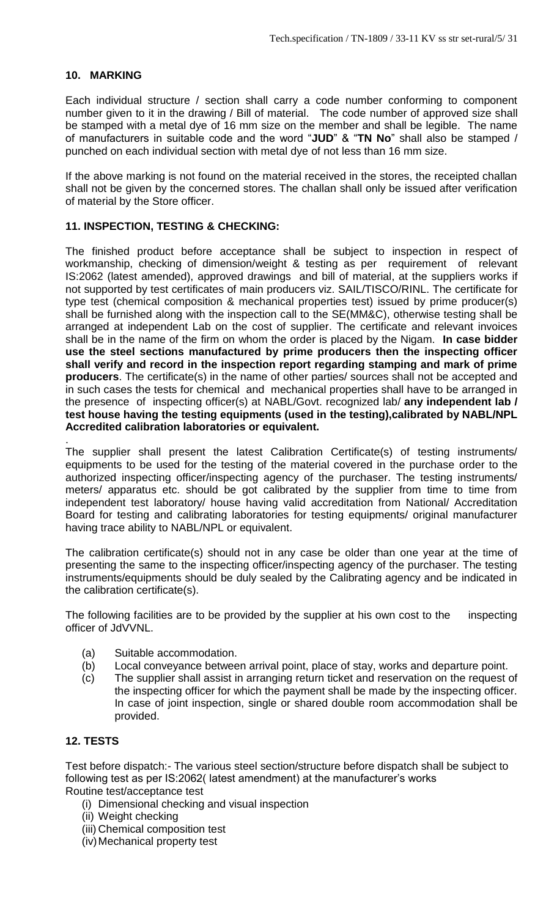## 10. MARKING

Each individual structure / section shall carry a code number conforming to component number given to it in the drawing / Bill of material. The code number of approved size shall be stamped with a metal dye of 16 mm size on the member and shall be legible. The name of manufacturers in suitable code and the word "**JUD**" & "**TN No**" shall also be stamped / punched on each individual section with metal dye of not less than 16 mm size.

If the above marking is not found on the material received in the stores, the receipted challan shall not be given by the concerned stores. The challan shall only be issued after verification of material by the Store officer.

## 11. INSPECTION, TESTING & CHECKING:

The finished product before acceptance shall be subject to inspection in respect of workmanship, checking of dimension/weight & testing as per requirement of relevant IS:2062 (latest amended), approved drawings and bill of material, at the suppliers works if not supported by test certificates of main producers viz. SAIL/TISCO/RINL. The certificate for type test (chemical composition & mechanical properties test) issued by prime producer(s) shall be furnished along with the inspection call to the SE(MM&C), otherwise testing shall be arranged at independent Lab on the cost of supplier. The certificate and relevant invoices shall be in the name of the firm on whom the order is placed by the Nigam. **In case bidder use the steel sections manufactured by prime producers then the inspecting officer shall verify and record in the inspection report regarding stamping and mark of prime producers**. The certificate(s) in the name of other parties/ sources shall not be accepted and in such cases the tests for chemical and mechanical properties shall have to be arranged in the presence of inspecting officer(s) at NABL/Govt. recognized lab/ **any independent lab / test house having the testing equipments (used in the testing),calibrated by NABL/NPL Accredited calibration laboratories or equivalent.**

.

The supplier shall present the latest Calibration Certificate(s) of testing instruments/ equipments to be used for the testing of the material covered in the purchase order to the authorized inspecting officer/inspecting agency of the purchaser. The testing instruments/ meters/ apparatus etc. should be got calibrated by the supplier from time to time from independent test laboratory/ house having valid accreditation from National/ Accreditation Board for testing and calibrating laboratories for testing equipments/ original manufacturer having trace ability to NABL/NPL or equivalent.

The calibration certificate(s) should not in any case be older than one year at the time of presenting the same to the inspecting officer/inspecting agency of the purchaser. The testing instruments/equipments should be duly sealed by the Calibrating agency and be indicated in the calibration certificate(s).

The following facilities are to be provided by the supplier at his own cost to the inspecting officer of JdVVNL.

- (a) Suitable accommodation.
- (b) Local conveyance between arrival point, place of stay, works and departure point.
- (c) The supplier shall assist in arranging return ticket and reservation on the request of the inspecting officer for which the payment shall be made by the inspecting officer. In case of joint inspection, single or shared double room accommodation shall be provided.

## 12. TESTS

Test before dispatch:- The various steel section/structure before dispatch shall be subject to following test as per IS:2062( latest amendment) at the manufacturer's works

Routine test/acceptance test

- (i) Dimensional checking and visual inspection
- (ii) Weight checking
- (iii) Chemical composition test
- (iv) Mechanical property test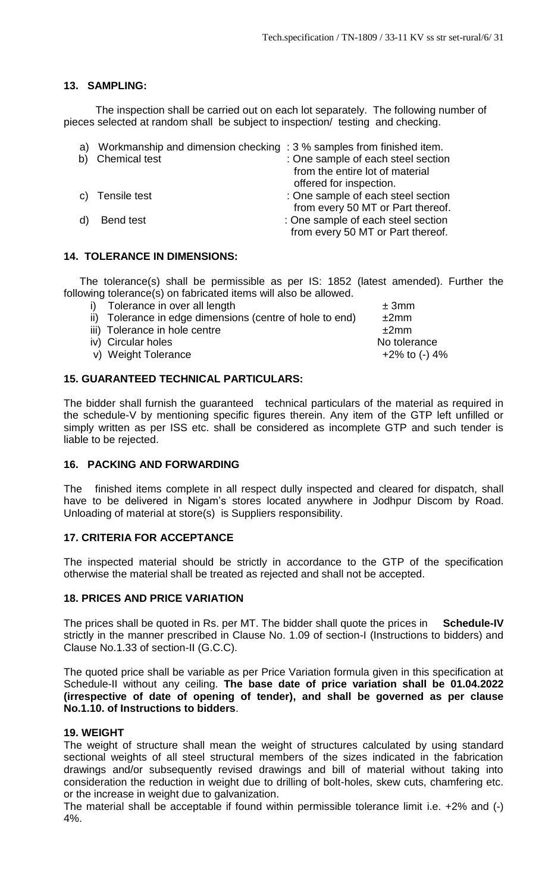## 13. SAMPLING:

The inspection shall be carried out on each lot separately. The following number of pieces selected at random shall be subject to inspection/ testing and checking.

a) Workmanship and dimension checking : 3 % samples from finished item.
b) Chemical test : One sample of each steel section from the entire lot of material offered for inspection.
c) Tensile test : One sample of each steel section from every 50 MT or Part thereof.
d) Bend test : One sample of each steel section from every 50 MT or Part thereof.

## 14. TOLERANCE IN DIMENSIONS:

The tolerance(s) shall be permissible as per IS: 1852 (latest amended). Further the following tolerance(s) on fabricated items will also be allowed.

| | | |
|---|---|---|
| i) | Tolerance in over all length | ± 3mm |
| ii) | Tolerance in edge dimensions (centre of hole to end) | ±2mm |
| iii) | Tolerance in hole centre | ±2mm |
| iv) | Circular holes | No tolerance |
| v) | Weight Tolerance | +2% to (-) 4% |

## 15. GUARANTEED TECHNICAL PARTICULARS:

The bidder shall furnish the guaranteed technical particulars of the material as required in the schedule-V by mentioning specific figures therein. Any item of the GTP left unfilled or simply written as per ISS etc. shall be considered as incomplete GTP and such tender is liable to be rejected.

## 16. PACKING AND FORWARDING

The finished items complete in all respect dully inspected and cleared for dispatch, shall have to be delivered in Nigam's stores located anywhere in Jodhpur Discom by Road. Unloading of material at store(s) is Suppliers responsibility.

## 17. CRITERIA FOR ACCEPTANCE

The inspected material should be strictly in accordance to the GTP of the specification otherwise the material shall be treated as rejected and shall not be accepted.

## 18. PRICES AND PRICE VARIATION

The prices shall be quoted in Rs. per MT. The bidder shall quote the prices in **Schedule-IV** strictly in the manner prescribed in Clause No. 1.09 of section-I (Instructions to bidders) and Clause No.1.33 of section-II (G.C.C).

The quoted price shall be variable as per Price Variation formula given in this specification at Schedule-II without any ceiling. **The base date of price variation shall be 01.04.2022 (irrespective of date of opening of tender), and shall be governed as per clause No.1.10. of Instructions to bidders**.

## 19. WEIGHT

The weight of structure shall mean the weight of structures calculated by using standard sectional weights of all steel structural members of the sizes indicated in the fabrication drawings and/or subsequently revised drawings and bill of material without taking into consideration the reduction in weight due to drilling of bolt-holes, skew cuts, chamfering etc. or the increase in weight due to galvanization.

The material shall be acceptable if found within permissible tolerance limit i.e. +2% and (-) 4%.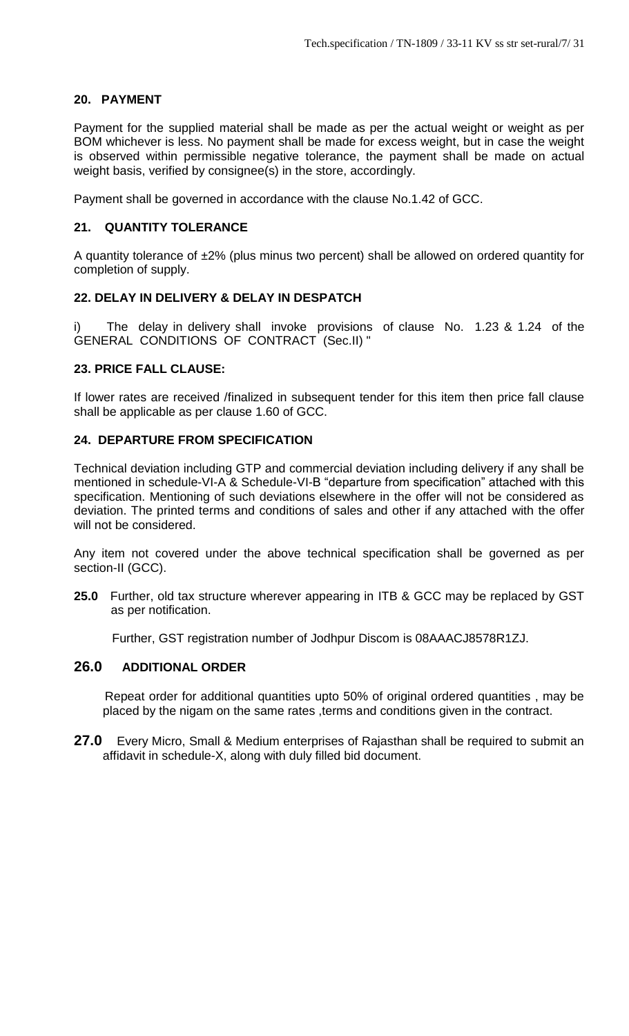## 20. PAYMENT

Payment for the supplied material shall be made as per the actual weight or weight as per BOM whichever is less. No payment shall be made for excess weight, but in case the weight is observed within permissible negative tolerance, the payment shall be made on actual weight basis, verified by consignee(s) in the store, accordingly.

Payment shall be governed in accordance with the clause No.1.42 of GCC.

## 21. QUANTITY TOLERANCE

A quantity tolerance of ±2% (plus minus two percent) shall be allowed on ordered quantity for completion of supply.

## 22. DELAY IN DELIVERY & DELAY IN DESPATCH

i) The delay in delivery shall invoke provisions of clause No. 1.23 & 1.24 of the GENERAL CONDITIONS OF CONTRACT (Sec.II) "

## 23. PRICE FALL CLAUSE:

If lower rates are received /finalized in subsequent tender for this item then price fall clause shall be applicable as per clause 1.60 of GCC.

## 24. DEPARTURE FROM SPECIFICATION

Technical deviation including GTP and commercial deviation including delivery if any shall be mentioned in schedule-VI-A & Schedule-VI-B "departure from specification" attached with this specification. Mentioning of such deviations elsewhere in the offer will not be considered as deviation. The printed terms and conditions of sales and other if any attached with the offer will not be considered.

Any item not covered under the above technical specification shall be governed as per section-II (GCC).

**25.0** Further, old tax structure wherever appearing in ITB & GCC may be replaced by GST as per notification.

Further, GST registration number of Jodhpur Discom is 08AAACJ8578R1ZJ.

## 26.0 ADDITIONAL ORDER

Repeat order for additional quantities upto 50% of original ordered quantities , may be placed by the nigam on the same rates ,terms and conditions given in the contract.

**27.0** Every Micro, Small & Medium enterprises of Rajasthan shall be required to submit an affidavit in schedule-X, along with duly filled bid document.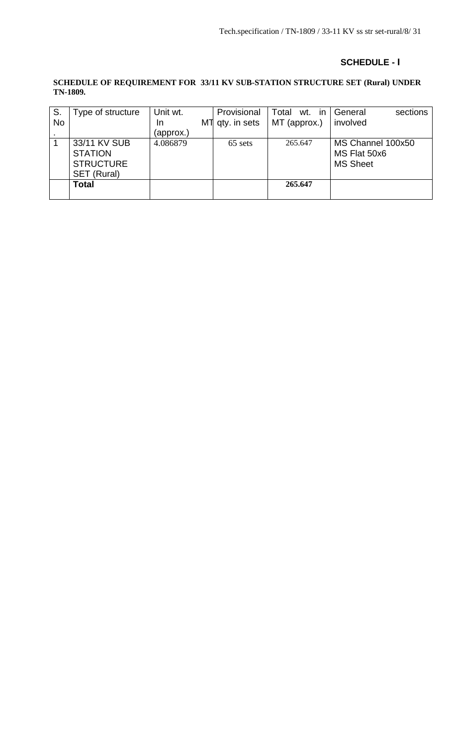## SCHEDULE - I

**SCHEDULE OF REQUIREMENT FOR 33/11 KV SUB-STATION STRUCTURE SET (Rural) UNDER TN-1809.**

| S. No. | Type of structure | Unit wt. In MT (approx.) | Provisional qty. in sets | Total wt. in MT (approx.) | General sections involved |
|---|---|---|---|---|---|
| 1 | 33/11 KV SUB STATION STRUCTURE SET (Rural) | 4.086879 | 65 sets | 265.647 | MS Channel 100x50<br>MS Flat 50x6<br>MS Sheet |
| | **Total** | | | **265.647** | |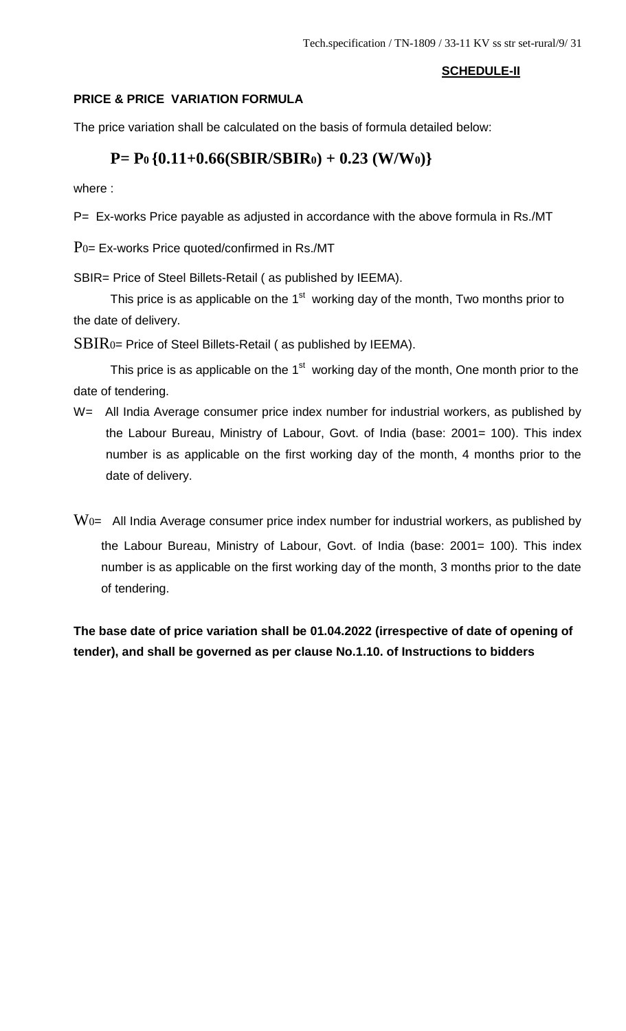**SCHEDULE-II**

**PRICE & PRICE VARIATION FORMULA**

The price variation shall be calculated on the basis of formula detailed below:

$$P = P_0 \{0.11 + 0.66(SBIR/SBIR_0) + 0.23 (W/W_0)\}$$

where :

$P$= Ex-works Price payable as adjusted in accordance with the above formula in Rs./MT

$P_0$= Ex-works Price quoted/confirmed in Rs./MT

SBIR= Price of Steel Billets-Retail ( as published by IEEMA).

This price is as applicable on the 1st working day of the month, Two months prior to the date of delivery.

$SBIR_0$= Price of Steel Billets-Retail ( as published by IEEMA).

This price is as applicable on the 1st working day of the month, One month prior to the date of tendering.

W= All India Average consumer price index number for industrial workers, as published by the Labour Bureau, Ministry of Labour, Govt. of India (base: 2001= 100). This index number is as applicable on the first working day of the month, 4 months prior to the date of delivery.

$W_0$= All India Average consumer price index number for industrial workers, as published by the Labour Bureau, Ministry of Labour, Govt. of India (base: 2001= 100). This index number is as applicable on the first working day of the month, 3 months prior to the date of tendering.

**The base date of price variation shall be 01.04.2022 (irrespective of date of opening of tender), and shall be governed as per clause No.1.10. of Instructions to bidders**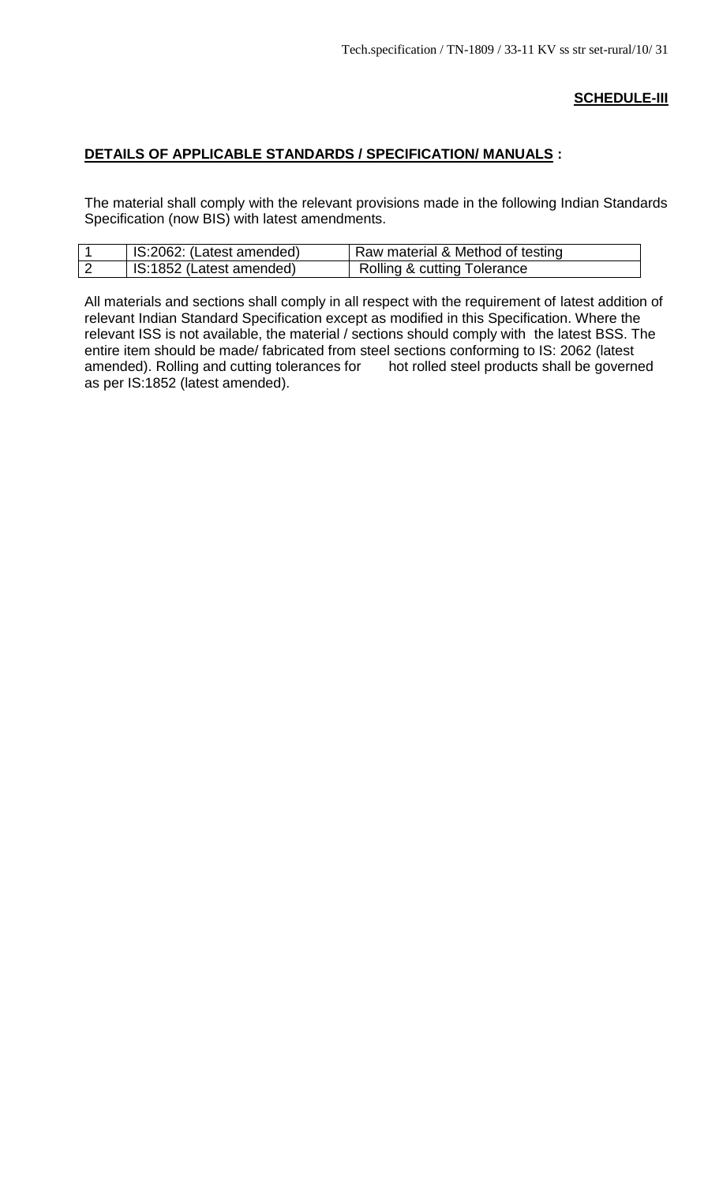**SCHEDULE-III**

**DETAILS OF APPLICABLE STANDARDS / SPECIFICATION/ MANUALS :**

The material shall comply with the relevant provisions made in the following Indian Standards Specification (now BIS) with latest amendments.

| | | |
|---|---|---|
| 1 | IS:2062: (Latest amended) | Raw material & Method of testing |
| 2 | IS:1852 (Latest amended) | Rolling & cutting Tolerance |

All materials and sections shall comply in all respect with the requirement of latest addition of relevant Indian Standard Specification except as modified in this Specification. Where the relevant ISS is not available, the material / sections should comply with the latest BSS. The entire item should be made/ fabricated from steel sections conforming to IS: 2062 (latest amended). Rolling and cutting tolerances for hot rolled steel products shall be governed as per IS:1852 (latest amended).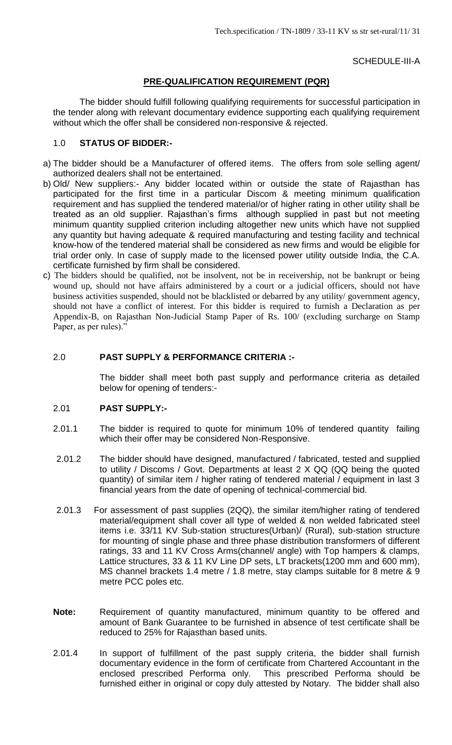SCHEDULE-III-A

## PRE-QUALIFICATION REQUIREMENT (PQR)

The bidder should fulfill following qualifying requirements for successful participation in the tender along with relevant documentary evidence supporting each qualifying requirement without which the offer shall be considered non-responsive & rejected.

### 1.0 STATUS OF BIDDER:-

a) The bidder should be a Manufacturer of offered items. The offers from sole selling agent/ authorized dealers shall not be entertained.

b) Old/ New suppliers:- Any bidder located within or outside the state of Rajasthan has participated for the first time in a particular Discom & meeting minimum qualification requirement and has supplied the tendered material/or of higher rating in other utility shall be treated as an old supplier. Rajasthan's firms although supplied in past but not meeting minimum quantity supplied criterion including altogether new units which have not supplied any quantity but having adequate & required manufacturing and testing facility and technical know-how of the tendered material shall be considered as new firms and would be eligible for trial order only. In case of supply made to the licensed power utility outside India, the C.A. certificate furnished by firm shall be considered.

c) The bidders should be qualified, not be insolvent, not be in receivership, not be bankrupt or being wound up, should not have affairs administered by a court or a judicial officers, should not have business activities suspended, should not be blacklisted or debarred by any utility/ government agency, should not have a conflict of interest. For this bidder is required to furnish a Declaration as per Appendix-B, on Rajasthan Non-Judicial Stamp Paper of Rs. 100/ (excluding surcharge on Stamp Paper, as per rules)."

### 2.0 PAST SUPPLY & PERFORMANCE CRITERIA :-

The bidder shall meet both past supply and performance criteria as detailed below for opening of tenders:-

### 2.01 PAST SUPPLY:-

2.01.1 The bidder is required to quote for minimum 10% of tendered quantity failing which their offer may be considered Non-Responsive.

2.01.2 The bidder should have designed, manufactured / fabricated, tested and supplied to utility / Discoms / Govt. Departments at least 2 X QQ (QQ being the quoted quantity) of similar item / higher rating of tendered material / equipment in last 3 financial years from the date of opening of technical-commercial bid.

2.01.3 For assessment of past supplies (2QQ), the similar item/higher rating of tendered material/equipment shall cover all type of welded & non welded fabricated steel items i.e. 33/11 KV Sub-station structures(Urban)/ (Rural), sub-station structure for mounting of single phase and three phase distribution transformers of different ratings, 33 and 11 KV Cross Arms(channel/ angle) with Top hampers & clamps, Lattice structures, 33 & 11 KV Line DP sets, LT brackets(1200 mm and 600 mm), MS channel brackets 1.4 metre / 1.8 metre, stay clamps suitable for 8 metre & 9 metre PCC poles etc.

**Note:** Requirement of quantity manufactured, minimum quantity to be offered and amount of Bank Guarantee to be furnished in absence of test certificate shall be reduced to 25% for Rajasthan based units.

2.01.4 In support of fulfillment of the past supply criteria, the bidder shall furnish documentary evidence in the form of certificate from Chartered Accountant in the enclosed prescribed Performa only. This prescribed Performa should be furnished either in original or copy duly attested by Notary. The bidder shall also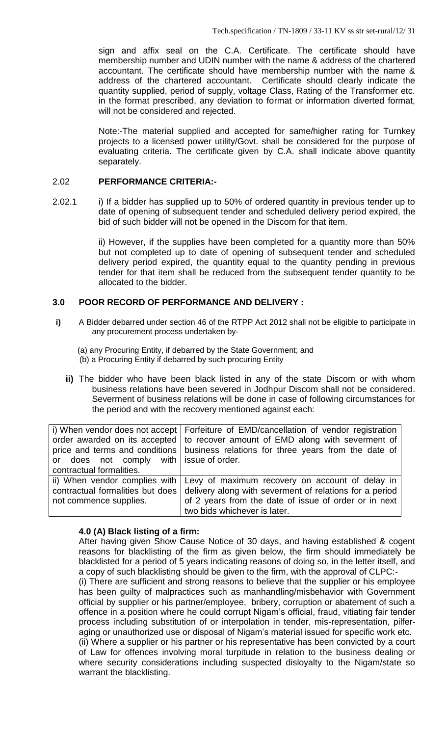sign and affix seal on the C.A. Certificate. The certificate should have membership number and UDIN number with the name & address of the chartered accountant. The certificate should have membership number with the name & address of the chartered accountant. Certificate should clearly indicate the quantity supplied, period of supply, voltage Class, Rating of the Transformer etc. in the format prescribed, any deviation to format or information diverted format, will not be considered and rejected.

Note:-The material supplied and accepted for same/higher rating for Turnkey projects to a licensed power utility/Govt. shall be considered for the purpose of evaluating criteria. The certificate given by C.A. shall indicate above quantity separately.

## 2.02 PERFORMANCE CRITERIA:-

2.02.1 i) If a bidder has supplied up to 50% of ordered quantity in previous tender up to date of opening of subsequent tender and scheduled delivery period expired, the bid of such bidder will not be opened in the Discom for that item.

ii) However, if the supplies have been completed for a quantity more than 50% but not completed up to date of opening of subsequent tender and scheduled delivery period expired, the quantity equal to the quantity pending in previous tender for that item shall be reduced from the subsequent tender quantity to be allocated to the bidder.

## 3.0 POOR RECORD OF PERFORMANCE AND DELIVERY :

**i)** A Bidder debarred under section 46 of the RTPP Act 2012 shall not be eligible to participate in any procurement process undertaken by-

(a) any Procuring Entity, if debarred by the State Government; and
(b) a Procuring Entity if debarred by such procuring Entity

**ii)** The bidder who have been black listed in any of the state Discom or with whom business relations have been severed in Jodhpur Discom shall not be considered. Severment of business relations will be done in case of following circumstances for the period and with the recovery mentioned against each:

| | |
|---|---|
| i) When vendor does not accept order awarded on its accepted price and terms and conditions or does not comply with contractual formalities. | Forfeiture of EMD/cancellation of vendor registration to recover amount of EMD along with severment of business relations for three years from the date of issue of order. |
| ii) When vendor complies with contractual formalities but does not commence supplies. | Levy of maximum recovery on account of delay in delivery along with severment of relations for a period of 2 years from the date of issue of order or in next two bids whichever is later. |

### 4.0 (A) Black listing of a firm:

After having given Show Cause Notice of 30 days, and having established & cogent reasons for blacklisting of the firm as given below, the firm should immediately be blacklisted for a period of 5 years indicating reasons of doing so, in the letter itself, and a copy of such blacklisting should be given to the firm, with the approval of CLPC:-

(i) There are sufficient and strong reasons to believe that the supplier or his employee has been guilty of malpractices such as manhandling/misbehavior with Government official by supplier or his partner/employee, bribery, corruption or abatement of such a offence in a position where he could corrupt Nigam's official, fraud, vitiating fair tender process including substitution of or interpolation in tender, mis-representation, pilfer-aging or unauthorized use or disposal of Nigam's material issued for specific work etc.

(ii) Where a supplier or his partner or his representative has been convicted by a court of Law for offences involving moral turpitude in relation to the business dealing or where security considerations including suspected disloyalty to the Nigam/state so warrant the blacklisting.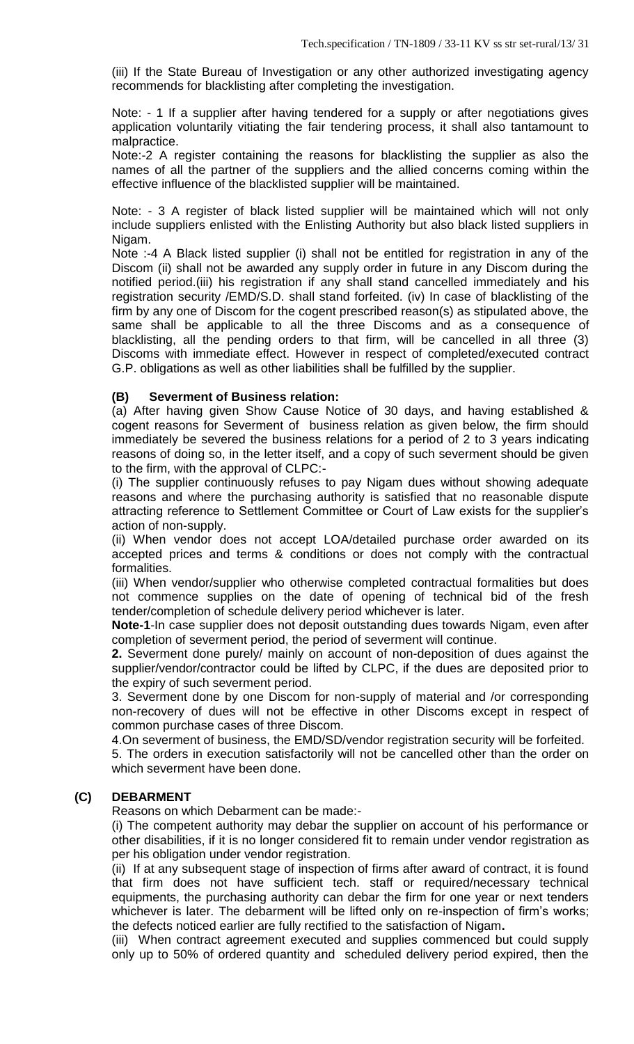(iii) If the State Bureau of Investigation or any other authorized investigating agency recommends for blacklisting after completing the investigation.

Note: - 1 If a supplier after having tendered for a supply or after negotiations gives application voluntarily vitiating the fair tendering process, it shall also tantamount to malpractice.

Note:-2 A register containing the reasons for blacklisting the supplier as also the names of all the partner of the suppliers and the allied concerns coming within the effective influence of the blacklisted supplier will be maintained.

Note: - 3 A register of black listed supplier will be maintained which will not only include suppliers enlisted with the Enlisting Authority but also black listed suppliers in Nigam.

Note :-4 A Black listed supplier (i) shall not be entitled for registration in any of the Discom (ii) shall not be awarded any supply order in future in any Discom during the notified period.(iii) his registration if any shall stand cancelled immediately and his registration security /EMD/S.D. shall stand forfeited. (iv) In case of blacklisting of the firm by any one of Discom for the cogent prescribed reason(s) as stipulated above, the same shall be applicable to all the three Discoms and as a consequence of blacklisting, all the pending orders to that firm, will be cancelled in all three (3) Discoms with immediate effect. However in respect of completed/executed contract G.P. obligations as well as other liabilities shall be fulfilled by the supplier.

**(B) Severment of Business relation:**

(a) After having given Show Cause Notice of 30 days, and having established & cogent reasons for Severment of business relation as given below, the firm should immediately be severed the business relations for a period of 2 to 3 years indicating reasons of doing so, in the letter itself, and a copy of such severment should be given to the firm, with the approval of CLPC:-

(i) The supplier continuously refuses to pay Nigam dues without showing adequate reasons and where the purchasing authority is satisfied that no reasonable dispute attracting reference to Settlement Committee or Court of Law exists for the supplier's action of non-supply.

(ii) When vendor does not accept LOA/detailed purchase order awarded on its accepted prices and terms & conditions or does not comply with the contractual formalities.

(iii) When vendor/supplier who otherwise completed contractual formalities but does not commence supplies on the date of opening of technical bid of the fresh tender/completion of schedule delivery period whichever is later.

**Note-1**-In case supplier does not deposit outstanding dues towards Nigam, even after completion of severment period, the period of severment will continue.

**2.** Severment done purely/ mainly on account of non-deposition of dues against the supplier/vendor/contractor could be lifted by CLPC, if the dues are deposited prior to the expiry of such severment period.

3. Severment done by one Discom for non-supply of material and /or corresponding non-recovery of dues will not be effective in other Discoms except in respect of common purchase cases of three Discom.

4.On severment of business, the EMD/SD/vendor registration security will be forfeited.

5. The orders in execution satisfactorily will not be cancelled other than the order on which severment have been done.

**(C) DEBARMENT**

Reasons on which Debarment can be made:-

(i) The competent authority may debar the supplier on account of his performance or other disabilities, if it is no longer considered fit to remain under vendor registration as per his obligation under vendor registration.

(ii) If at any subsequent stage of inspection of firms after award of contract, it is found that firm does not have sufficient tech. staff or required/necessary technical equipments, the purchasing authority can debar the firm for one year or next tenders whichever is later. The debarment will be lifted only on re-inspection of firm's works; the defects noticed earlier are fully rectified to the satisfaction of Nigam**.**

(iii) When contract agreement executed and supplies commenced but could supply only up to 50% of ordered quantity and scheduled delivery period expired, then the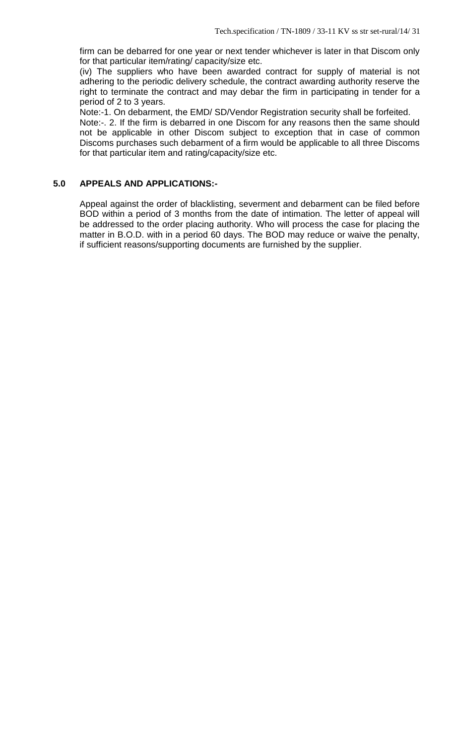firm can be debarred for one year or next tender whichever is later in that Discom only for that particular item/rating/ capacity/size etc.

(iv) The suppliers who have been awarded contract for supply of material is not adhering to the periodic delivery schedule, the contract awarding authority reserve the right to terminate the contract and may debar the firm in participating in tender for a period of 2 to 3 years.

Note:-1. On debarment, the EMD/ SD/Vendor Registration security shall be forfeited.

Note:-. 2. If the firm is debarred in one Discom for any reasons then the same should not be applicable in other Discom subject to exception that in case of common Discoms purchases such debarment of a firm would be applicable to all three Discoms for that particular item and rating/capacity/size etc.

## 5.0 APPEALS AND APPLICATIONS:-

Appeal against the order of blacklisting, severment and debarment can be filed before BOD within a period of 3 months from the date of intimation. The letter of appeal will be addressed to the order placing authority. Who will process the case for placing the matter in B.O.D. with in a period 60 days. The BOD may reduce or waive the penalty, if sufficient reasons/supporting documents are furnished by the supplier.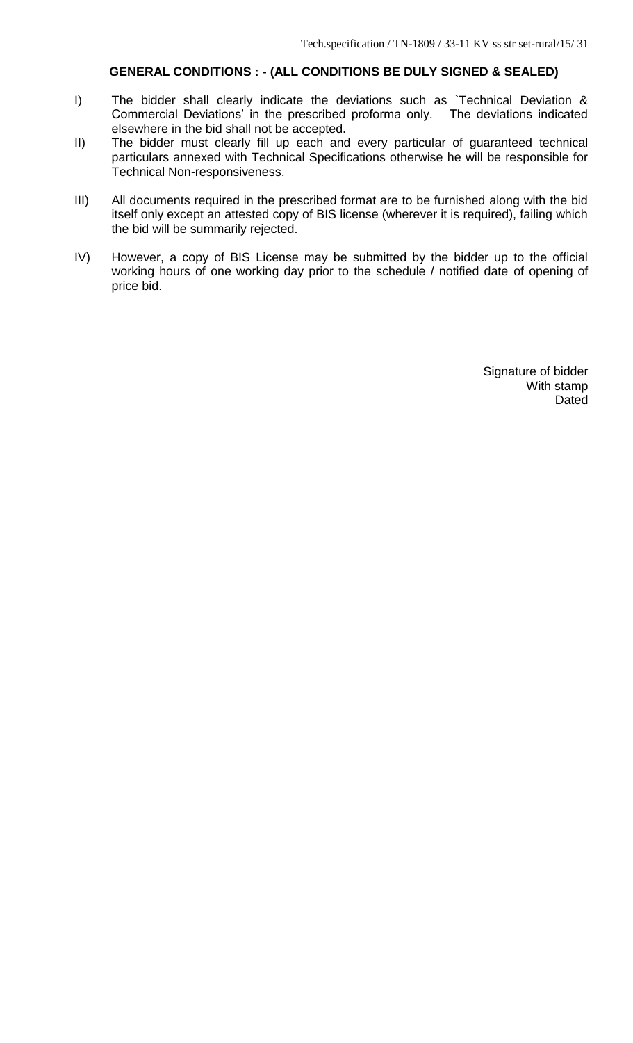## GENERAL CONDITIONS : - (ALL CONDITIONS BE DULY SIGNED & SEALED)

I) The bidder shall clearly indicate the deviations such as `Technical Deviation & Commercial Deviations' in the prescribed proforma only. The deviations indicated elsewhere in the bid shall not be accepted.

II) The bidder must clearly fill up each and every particular of guaranteed technical particulars annexed with Technical Specifications otherwise he will be responsible for Technical Non-responsiveness.

III) All documents required in the prescribed format are to be furnished along with the bid itself only except an attested copy of BIS license (wherever it is required), failing which the bid will be summarily rejected.

IV) However, a copy of BIS License may be submitted by the bidder up to the official working hours of one working day prior to the schedule / notified date of opening of price bid.

Signature of bidder
With stamp
Dated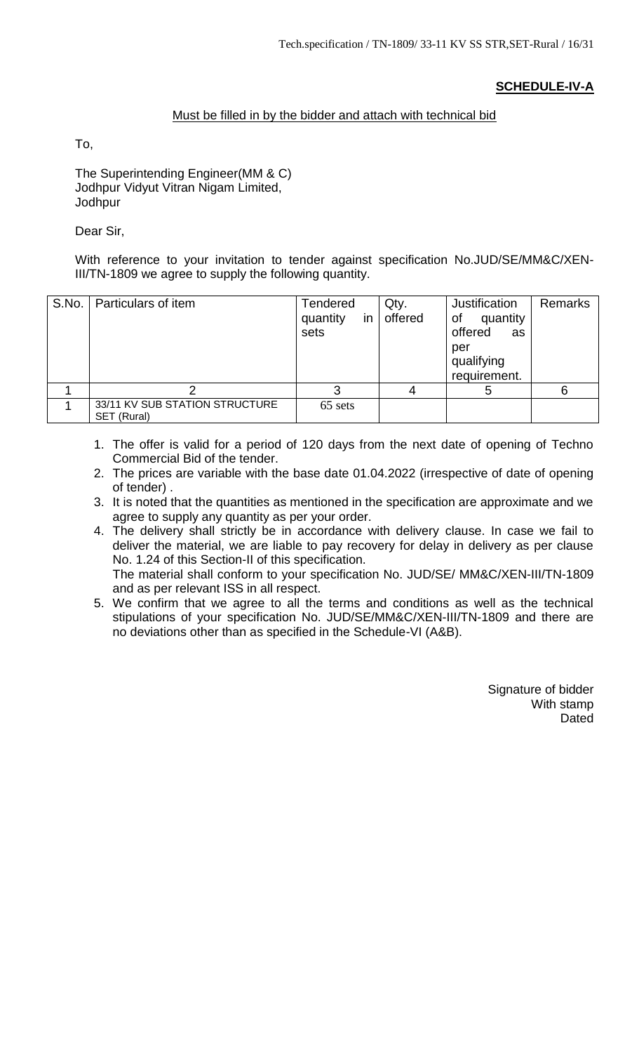**SCHEDULE-IV-A**

Must be filled in by the bidder and attach with technical bid

To,

The Superintending Engineer(MM & C)
Jodhpur Vidyut Vitran Nigam Limited,
Jodhpur

Dear Sir,

With reference to your invitation to tender against specification No.JUD/SE/MM&C/XEN-III/TN-1809 we agree to supply the following quantity.

| S.No. | Particulars of item | Tendered quantity in sets | Qty. offered | Justification of quantity offered as per qualifying requirement. | Remarks |
|---|---|---|---|---|---|
| 1 | 2 | 3 | 4 | 5 | 6 |
| 1 | 33/11 KV SUB STATION STRUCTURE SET (Rural) | 65 sets | | | |

1. The offer is valid for a period of 120 days from the next date of opening of Techno Commercial Bid of the tender.
2. The prices are variable with the base date 01.04.2022 (irrespective of date of opening of tender) .
3. It is noted that the quantities as mentioned in the specification are approximate and we agree to supply any quantity as per your order.
4. The delivery shall strictly be in accordance with delivery clause. In case we fail to deliver the material, we are liable to pay recovery for delay in delivery as per clause No. 1.24 of this Section-II of this specification.
   The material shall conform to your specification No. JUD/SE/ MM&C/XEN-III/TN-1809 and as per relevant ISS in all respect.
5. We confirm that we agree to all the terms and conditions as well as the technical stipulations of your specification No. JUD/SE/MM&C/XEN-III/TN-1809 and there are no deviations other than as specified in the Schedule-VI (A&B).

Signature of bidder
With stamp
Dated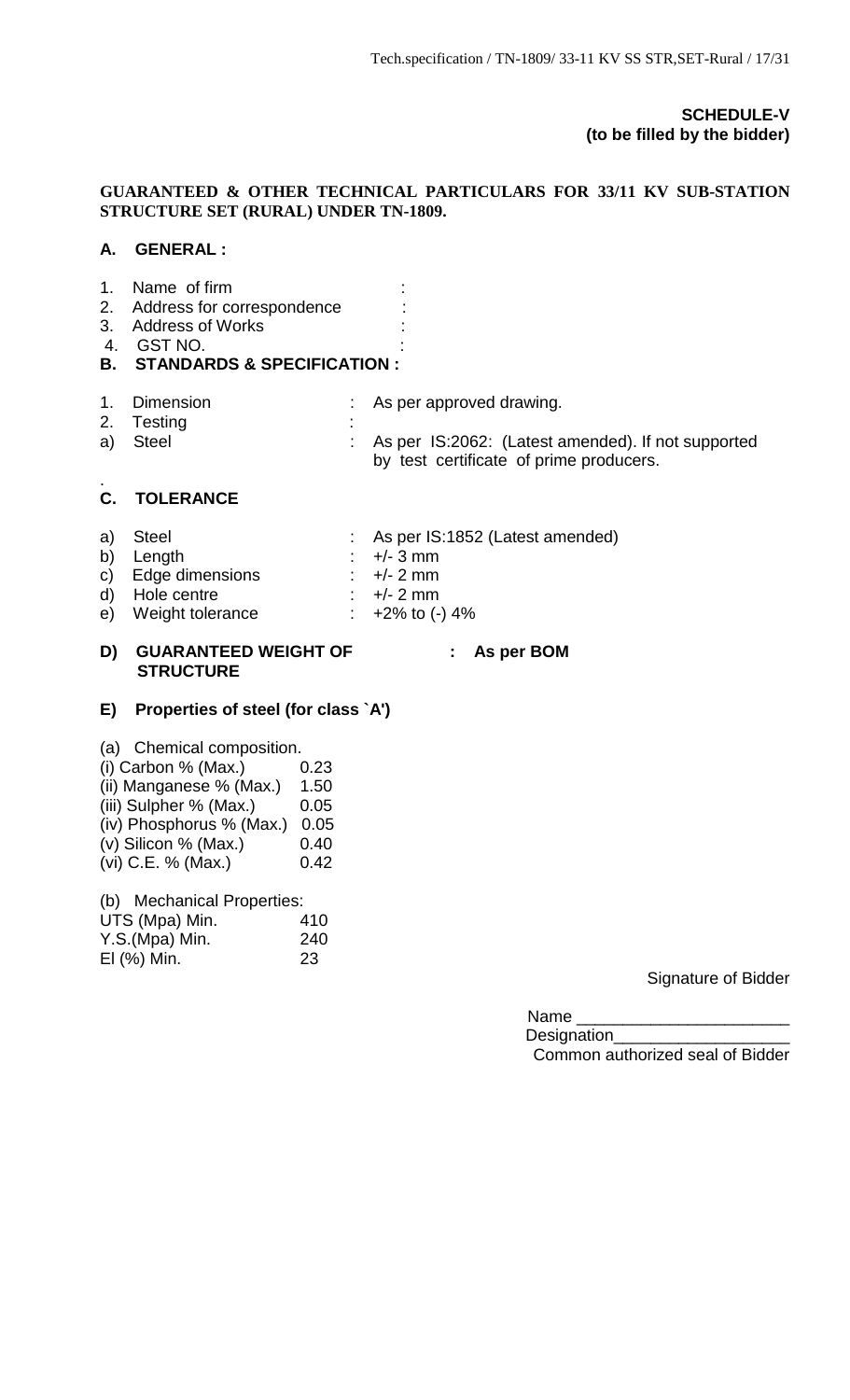**SCHEDULE-V**
**(to be filled by the bidder)**

**GUARANTEED & OTHER TECHNICAL PARTICULARS FOR 33/11 KV SUB-STATION STRUCTURE SET (RURAL) UNDER TN-1809.**

**A. GENERAL :**

1. Name of firm :
2. Address for correspondence :
3. Address of Works :
4. GST NO. :

**B. STANDARDS & SPECIFICATION :**

1. Dimension : As per approved drawing.
2. Testing :
a) Steel : As per IS:2062: (Latest amended). If not supported by test certificate of prime producers.

.

**C. TOLERANCE**

a) Steel : As per IS:1852 (Latest amended)
b) Length : +/- 3 mm
c) Edge dimensions : +/- 2 mm
d) Hole centre : +/- 2 mm
e) Weight tolerance : +2% to (-) 4%

**D) GUARANTEED WEIGHT OF STRUCTURE : As per BOM**

**E) Properties of steel (for class `A')**

(a) Chemical composition.

| | |
|---|---|
| (i) Carbon % (Max.) | 0.23 |
| (ii) Manganese % (Max.) | 1.50 |
| (iii) Sulpher % (Max.) | 0.05 |
| (iv) Phosphorus % (Max.) | 0.05 |
| (v) Silicon % (Max.) | 0.40 |
| (vi) C.E. % (Max.) | 0.42 |

(b) Mechanical Properties:

| | |
|---|---|
| UTS (Mpa) Min. | 410 |
| Y.S.(Mpa) Min. | 240 |
| El (%) Min. | 23 |

Signature of Bidder

Name _______________________

Designation___________________

Common authorized seal of Bidder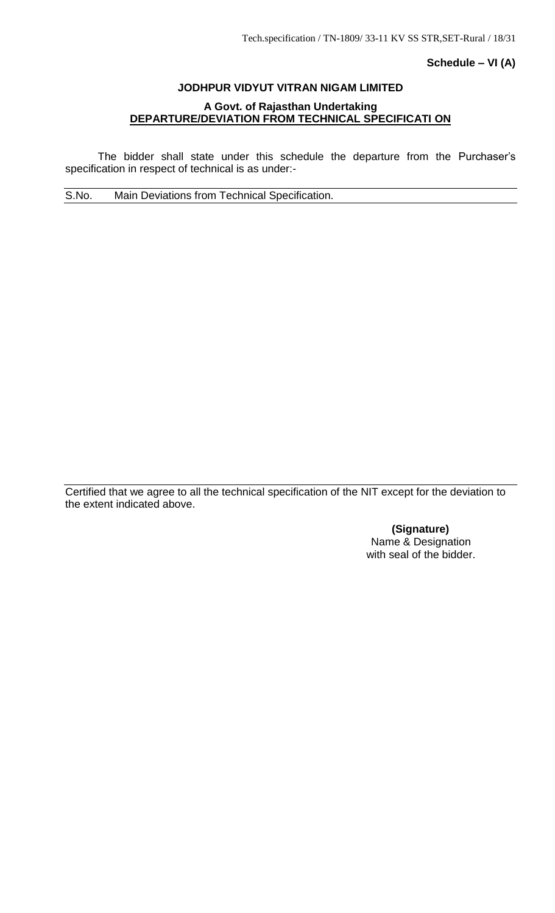**Schedule – VI (A)**

**JODHPUR VIDYUT VITRAN NIGAM LIMITED**

**A Govt. of Rajasthan Undertaking**

**DEPARTURE/DEVIATION FROM TECHNICAL SPECIFICATI ON**

The bidder shall state under this schedule the departure from the Purchaser's specification in respect of technical is as under:-

| S.No. | Main Deviations from Technical Specification. |
|---|---|
| | |

Certified that we agree to all the technical specification of the NIT except for the deviation to the extent indicated above.

**(Signature)**
Name & Designation
with seal of the bidder.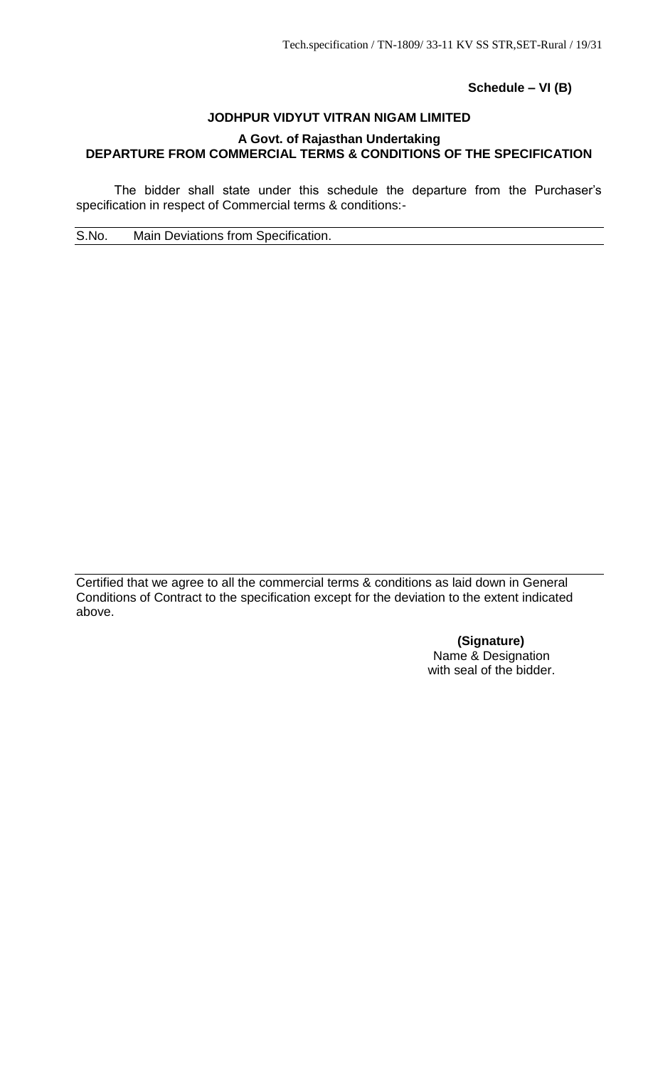**Schedule – VI (B)**

**JODHPUR VIDYUT VITRAN NIGAM LIMITED**

**A Govt. of Rajasthan Undertaking**

**DEPARTURE FROM COMMERCIAL TERMS & CONDITIONS OF THE SPECIFICATION**

The bidder shall state under this schedule the departure from the Purchaser's specification in respect of Commercial terms & conditions:-

| S.No. | Main Deviations from Specification. |
| --- | --- |
| | |

Certified that we agree to all the commercial terms & conditions as laid down in General Conditions of Contract to the specification except for the deviation to the extent indicated above.

**(Signature)**
Name & Designation
with seal of the bidder.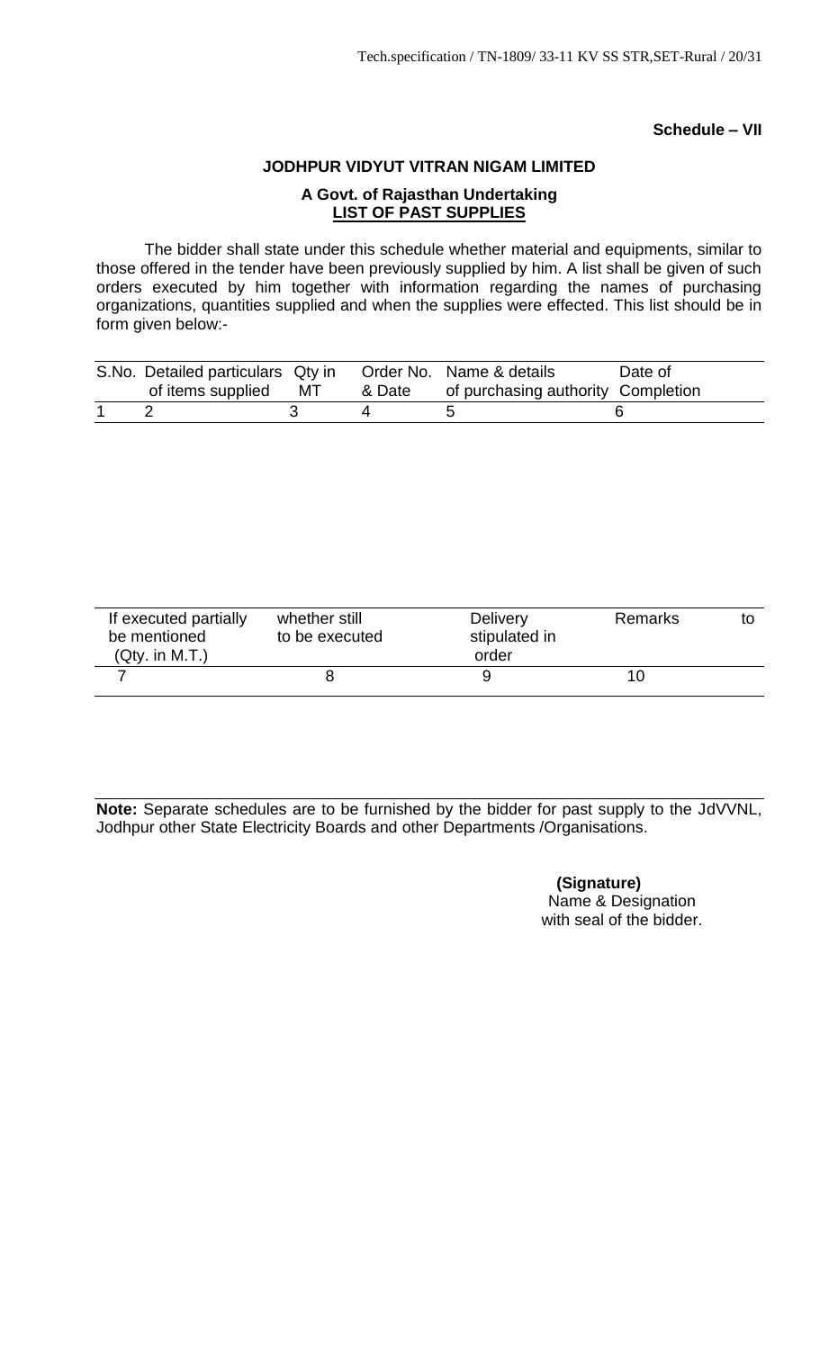**Schedule – VII**

**JODHPUR VIDYUT VITRAN NIGAM LIMITED**

**A Govt. of Rajasthan Undertaking**
**LIST OF PAST SUPPLIES**

The bidder shall state under this schedule whether material and equipments, similar to those offered in the tender have been previously supplied by him. A list shall be given of such orders executed by him together with information regarding the names of purchasing organizations, quantities supplied and when the supplies were effected. This list should be in form given below:-

| S.No. | Detailed particulars of items supplied | Qty in MT | Order No. & Date | Name & details of purchasing authority | Date of Completion |
|---|---|---|---|---|---|
| 1 | 2 | 3 | 4 | 5 | 6 |

| If executed partially be mentioned (Qty. in M.T.) | whether still to be executed | Delivery stipulated in order | Remarks to |
|---|---|---|---|
| 7 | 8 | 9 | 10 |

**Note:** Separate schedules are to be furnished by the bidder for past supply to the JdVVNL, Jodhpur other State Electricity Boards and other Departments /Organisations.

**(Signature)**
Name & Designation
with seal of the bidder.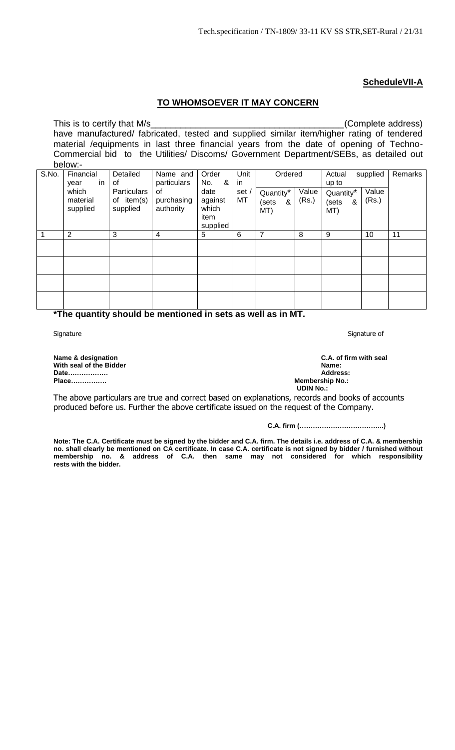**ScheduleVII-A**

**TO WHOMSOEVER IT MAY CONCERN**

This is to certify that M/s_______________________________________(Complete address) have manufactured/ fabricated, tested and supplied similar item/higher rating of tendered material /equipments in last three financial years from the date of opening of Techno-Commercial bid to the Utilities/ Discoms/ Government Department/SEBs, as detailed out below:-

| S.No. | Financial year in which material supplied | Detailed Particulars of item(s) supplied | Name and particulars of purchasing authority | Order No. & date against which item supplied | Unit in set / MT | Ordered | | Actual supplied up to | | Remarks |
|---|---|---|---|---|---|---|---|---|---|---|
| | | | | | | Quantity* (sets & MT) | Value (Rs.) | Quantity* (sets & MT) | Value (Rs.) | |
| 1 | 2 | 3 | 4 | 5 | 6 | 7 | 8 | 9 | 10 | 11 |
| | | | | | | | | | | |
| | | | | | | | | | | |
| | | | | | | | | | | |
| | | | | | | | | | | |

***The quantity should be mentioned in sets as well as in MT.**

Signature

**Name & designation**
**With seal of the Bidder**
**Date………………**
**Place……………**

Signature of

**C.A. of firm with seal**
**Name:**
**Address:**
**Membership No.:**
**UDIN No.:**

The above particulars are true and correct based on explanations, records and books of accounts produced before us. Further the above certificate issued on the request of the Company.

**C.A. firm (………………………………..)**

**Note: The C.A. Certificate must be signed by the bidder and C.A. firm. The details i.e. address of C.A. & membership no. shall clearly be mentioned on CA certificate. In case C.A. certificate is not signed by bidder / furnished without membership no. & address of C.A. then same may not considered for which responsibility rests with the bidder.**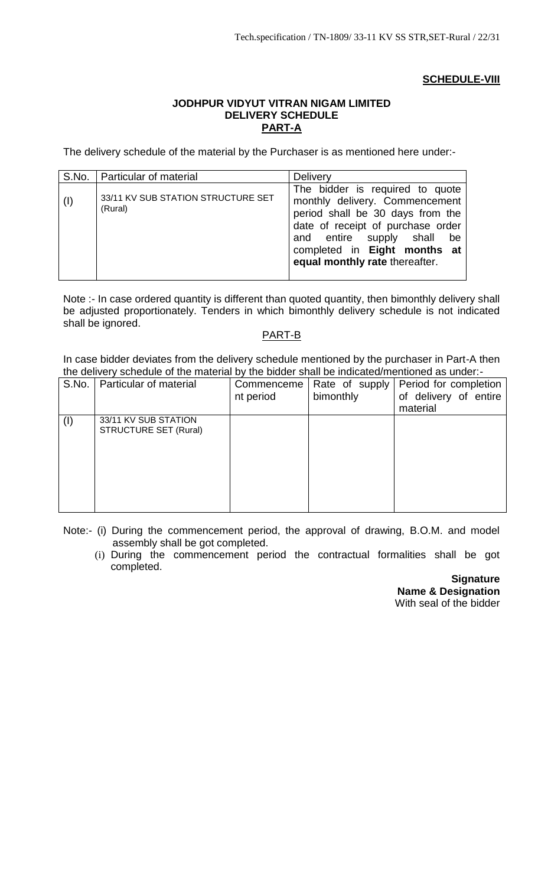**SCHEDULE-VIII**

**JODHPUR VIDYUT VITRAN NIGAM LIMITED**
**DELIVERY SCHEDULE**
**PART-A**

The delivery schedule of the material by the Purchaser is as mentioned here under:-

| S.No. | Particular of material | Delivery |
|---|---|---|
| (I) | 33/11 KV SUB STATION STRUCTURE SET (Rural) | The bidder is required to quote monthly delivery. Commencement period shall be 30 days from the date of receipt of purchase order and entire supply shall be completed in **Eight months at equal monthly rate** thereafter. |

Note :- In case ordered quantity is different than quoted quantity, then bimonthly delivery shall be adjusted proportionately. Tenders in which bimonthly delivery schedule is not indicated shall be ignored.

PART-B

In case bidder deviates from the delivery schedule mentioned by the purchaser in Part-A then the delivery schedule of the material by the bidder shall be indicated/mentioned as under:-

| S.No. | Particular of material | Commencement period | Rate of supply bimonthly | Period for completion of delivery of entire material |
|---|---|---|---|---|
| (I) | 33/11 KV SUB STATION STRUCTURE SET (Rural) | | | |

Note:- (i) During the commencement period, the approval of drawing, B.O.M. and model assembly shall be got completed.

(i) During the commencement period the contractual formalities shall be got completed.

**Signature**
**Name & Designation**
With seal of the bidder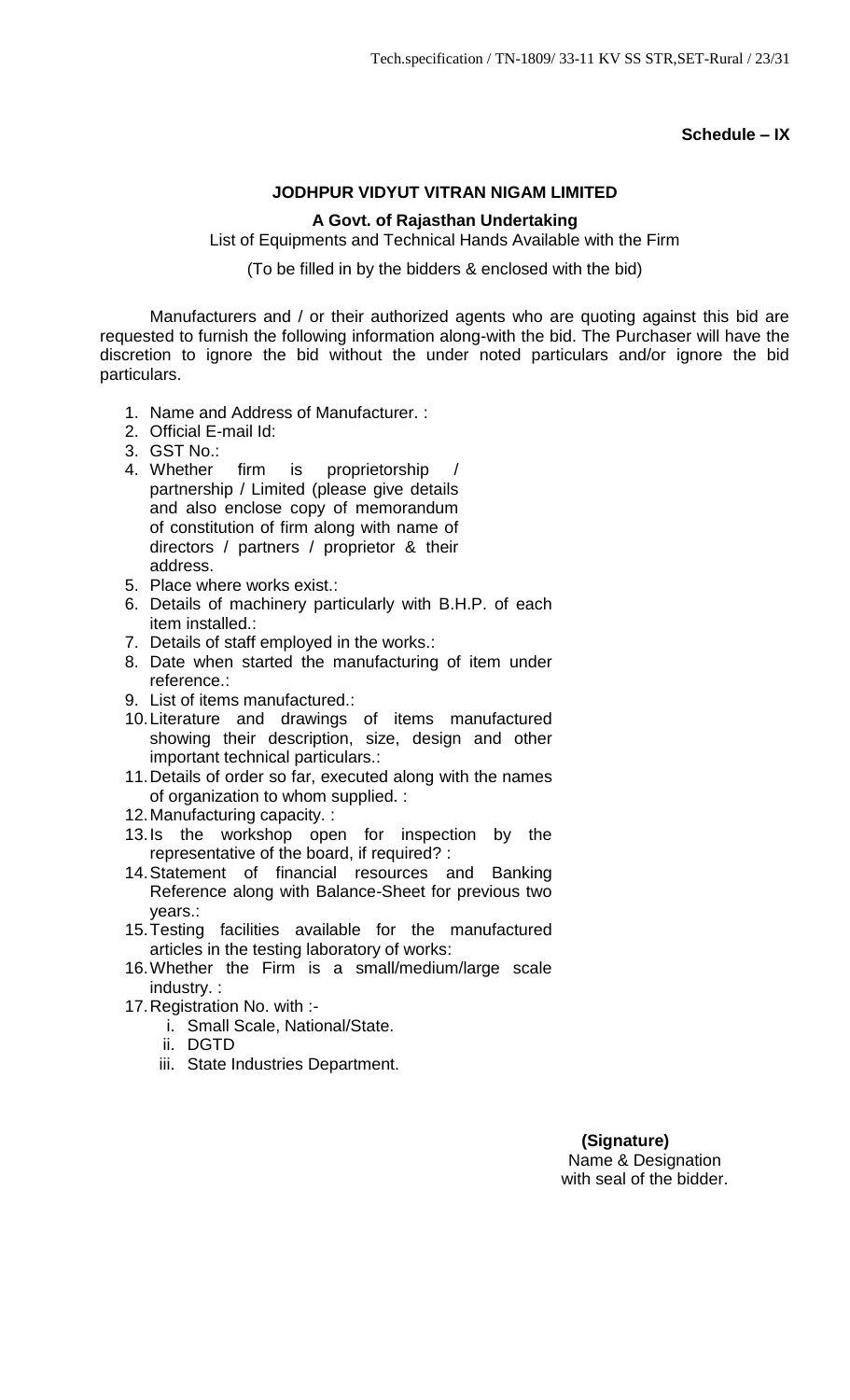**Schedule – IX**

**JODHPUR VIDYUT VITRAN NIGAM LIMITED**

**A Govt. of Rajasthan Undertaking**

List of Equipments and Technical Hands Available with the Firm

(To be filled in by the bidders & enclosed with the bid)

Manufacturers and / or their authorized agents who are quoting against this bid are requested to furnish the following information along-with the bid. The Purchaser will have the discretion to ignore the bid without the under noted particulars and/or ignore the bid particulars.

1. Name and Address of Manufacturer. :
2. Official E-mail Id:
3. GST No.:
4. Whether firm is proprietorship / partnership / Limited (please give details and also enclose copy of memorandum of constitution of firm along with name of directors / partners / proprietor & their address.
5. Place where works exist.:
6. Details of machinery particularly with B.H.P. of each item installed.:
7. Details of staff employed in the works.:
8. Date when started the manufacturing of item under reference.:
9. List of items manufactured.:
10. Literature and drawings of items manufactured showing their description, size, design and other important technical particulars.:
11. Details of order so far, executed along with the names of organization to whom supplied. :
12. Manufacturing capacity. :
13. Is the workshop open for inspection by the representative of the board, if required? :
14. Statement of financial resources and Banking Reference along with Balance-Sheet for previous two years.:
15. Testing facilities available for the manufactured articles in the testing laboratory of works:
16. Whether the Firm is a small/medium/large scale industry. :
17. Registration No. with :-
    1. Small Scale, National/State.
    2. DGTD
    3. State Industries Department.

**(Signature)**
Name & Designation
with seal of the bidder.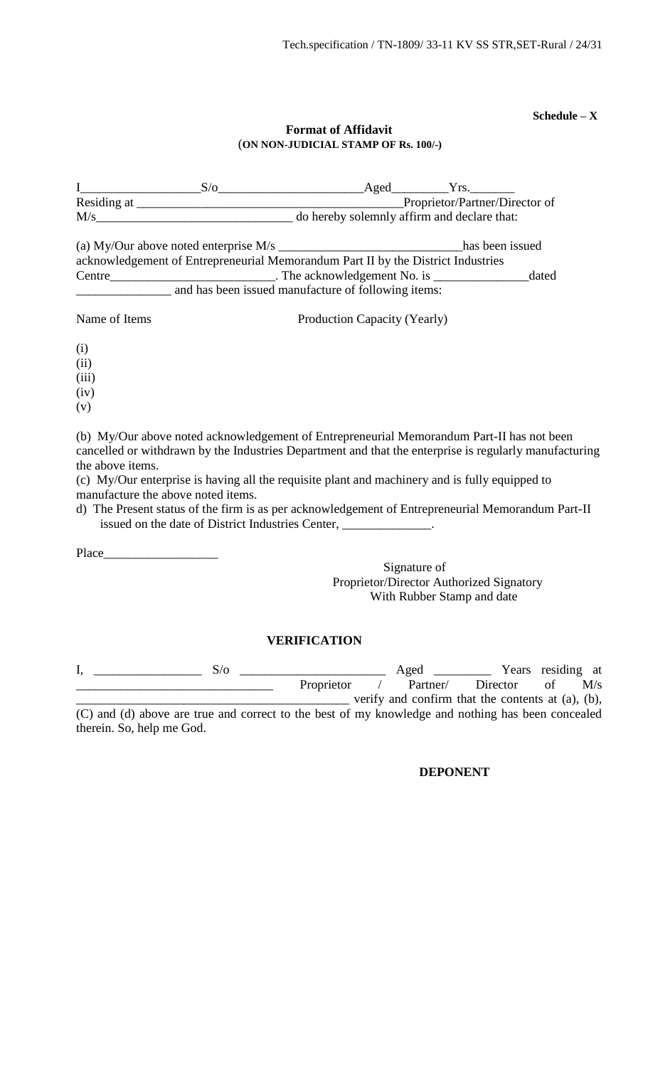**Schedule – X**

**Format of Affidavit**
**(ON NON-JUDICIAL STAMP OF Rs. 100/-)**

I__________________S/o______________________Aged_________Yrs._______
Residing at __________________________________________Proprietor/Partner/Director of
M/s______________________________ do hereby solemnly affirm and declare that:

(a) My/Our above noted enterprise M/s ____________________________has been issued acknowledgement of Entrepreneurial Memorandum Part II by the District Industries Centre_________________________. The acknowledgement No. is ______________dated ______________ and has been issued manufacture of following items:

Name of Items                    Production Capacity (Yearly)

(i)
(ii)
(iii)
(iv)
(v)

(b) My/Our above noted acknowledgement of Entrepreneurial Memorandum Part-II has not been cancelled or withdrawn by the Industries Department and that the enterprise is regularly manufacturing the above items.

(c) My/Our enterprise is having all the requisite plant and machinery and is fully equipped to manufacture the above noted items.

d) The Present status of the firm is as per acknowledgement of Entrepreneurial Memorandum Part-II issued on the date of District Industries Center, ______________.

Place__________________

Signature of
Proprietor/Director Authorized Signatory
With Rubber Stamp and date

**VERIFICATION**

I, ________________ S/o ______________________ Aged _________ Years residing at ______________________________ Proprietor / Partner/ Director of M/s ________________________________________ verify and confirm that the contents at (a), (b), (C) and (d) above are true and correct to the best of my knowledge and nothing has been concealed therein. So, help me God.

**DEPONENT**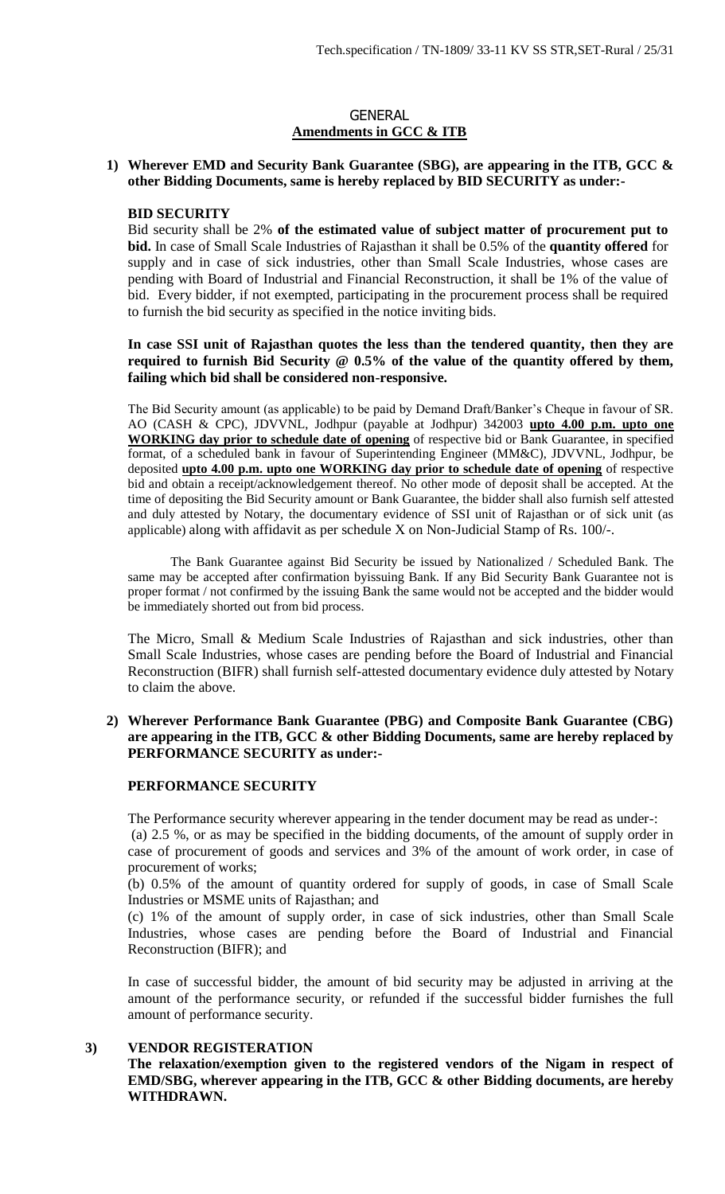## GENERAL

### Amendments in GCC & ITB

**1) Wherever EMD and Security Bank Guarantee (SBG), are appearing in the ITB, GCC & other Bidding Documents, same is hereby replaced by BID SECURITY as under:-**

**BID SECURITY**

Bid security shall be 2% **of the estimated value of subject matter of procurement put to bid.** In case of Small Scale Industries of Rajasthan it shall be 0.5% of the **quantity offered** for supply and in case of sick industries, other than Small Scale Industries, whose cases are pending with Board of Industrial and Financial Reconstruction, it shall be 1% of the value of bid. Every bidder, if not exempted, participating in the procurement process shall be required to furnish the bid security as specified in the notice inviting bids.

**In case SSI unit of Rajasthan quotes the less than the tendered quantity, then they are required to furnish Bid Security @ 0.5% of the value of the quantity offered by them, failing which bid shall be considered non-responsive.**

The Bid Security amount (as applicable) to be paid by Demand Draft/Banker's Cheque in favour of SR. AO (CASH & CPC), JDVVNL, Jodhpur (payable at Jodhpur) 342003 **upto 4.00 p.m. upto one WORKING day prior to schedule date of opening** of respective bid or Bank Guarantee, in specified format, of a scheduled bank in favour of Superintending Engineer (MM&C), JDVVNL, Jodhpur, be deposited **upto 4.00 p.m. upto one WORKING day prior to schedule date of opening** of respective bid and obtain a receipt/acknowledgement thereof. No other mode of deposit shall be accepted. At the time of depositing the Bid Security amount or Bank Guarantee, the bidder shall also furnish self attested and duly attested by Notary, the documentary evidence of SSI unit of Rajasthan or of sick unit (as applicable) along with affidavit as per schedule X on Non-Judicial Stamp of Rs. 100/-.

The Bank Guarantee against Bid Security be issued by Nationalized / Scheduled Bank. The same may be accepted after confirmation byissuing Bank. If any Bid Security Bank Guarantee not is proper format / not confirmed by the issuing Bank the same would not be accepted and the bidder would be immediately shorted out from bid process.

The Micro, Small & Medium Scale Industries of Rajasthan and sick industries, other than Small Scale Industries, whose cases are pending before the Board of Industrial and Financial Reconstruction (BIFR) shall furnish self-attested documentary evidence duly attested by Notary to claim the above.

**2) Wherever Performance Bank Guarantee (PBG) and Composite Bank Guarantee (CBG) are appearing in the ITB, GCC & other Bidding Documents, same are hereby replaced by PERFORMANCE SECURITY as under:-**

**PERFORMANCE SECURITY**

The Performance security wherever appearing in the tender document may be read as under-:

(a) 2.5 %, or as may be specified in the bidding documents, of the amount of supply order in case of procurement of goods and services and 3% of the amount of work order, in case of procurement of works;

(b) 0.5% of the amount of quantity ordered for supply of goods, in case of Small Scale Industries or MSME units of Rajasthan; and

(c) 1% of the amount of supply order, in case of sick industries, other than Small Scale Industries, whose cases are pending before the Board of Industrial and Financial Reconstruction (BIFR); and

In case of successful bidder, the amount of bid security may be adjusted in arriving at the amount of the performance security, or refunded if the successful bidder furnishes the full amount of performance security.

**3) VENDOR REGISTERATION**

**The relaxation/exemption given to the registered vendors of the Nigam in respect of EMD/SBG, wherever appearing in the ITB, GCC & other Bidding documents, are hereby WITHDRAWN.**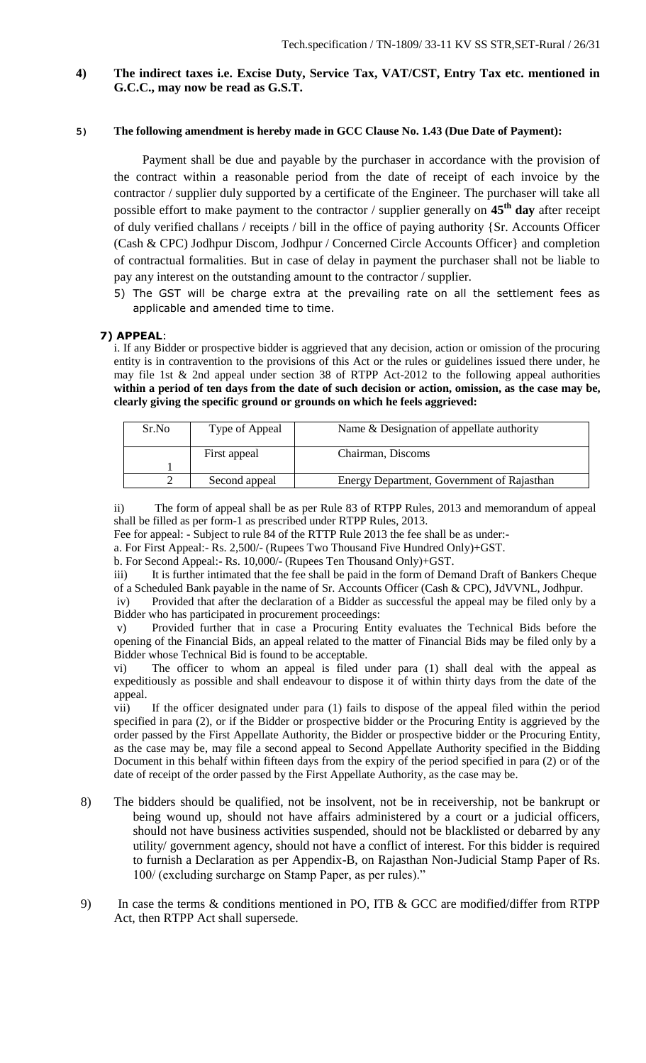**4) The indirect taxes i.e. Excise Duty, Service Tax, VAT/CST, Entry Tax etc. mentioned in G.C.C., may now be read as G.S.T.**

**5) The following amendment is hereby made in GCC Clause No. 1.43 (Due Date of Payment):**

Payment shall be due and payable by the purchaser in accordance with the provision of the contract within a reasonable period from the date of receipt of each invoice by the contractor / supplier duly supported by a certificate of the Engineer. The purchaser will take all possible effort to make payment to the contractor / supplier generally on **45th day** after receipt of duly verified challans / receipts / bill in the office of paying authority {Sr. Accounts Officer (Cash & CPC) Jodhpur Discom, Jodhpur / Concerned Circle Accounts Officer} and completion of contractual formalities. But in case of delay in payment the purchaser shall not be liable to pay any interest on the outstanding amount to the contractor / supplier.

5) The GST will be charge extra at the prevailing rate on all the settlement fees as applicable and amended time to time.

**7) APPEAL**:

i. If any Bidder or prospective bidder is aggrieved that any decision, action or omission of the procuring entity is in contravention to the provisions of this Act or the rules or guidelines issued there under, he may file 1st & 2nd appeal under section 38 of RTPP Act-2012 to the following appeal authorities **within a period of ten days from the date of such decision or action, omission, as the case may be, clearly giving the specific ground or grounds on which he feels aggrieved:**

| Sr.No | Type of Appeal | Name & Designation of appellate authority |
|---|---|---|
| 1 | First appeal | Chairman, Discoms |
| 2 | Second appeal | Energy Department, Government of Rajasthan |

ii) The form of appeal shall be as per Rule 83 of RTPP Rules, 2013 and memorandum of appeal shall be filled as per form-1 as prescribed under RTPP Rules, 2013.

Fee for appeal: - Subject to rule 84 of the RTTP Rule 2013 the fee shall be as under:-

a. For First Appeal:- Rs. 2,500/- (Rupees Two Thousand Five Hundred Only)+GST.

b. For Second Appeal:- Rs. 10,000/- (Rupees Ten Thousand Only)+GST.

iii) It is further intimated that the fee shall be paid in the form of Demand Draft of Bankers Cheque of a Scheduled Bank payable in the name of Sr. Accounts Officer (Cash & CPC), JdVVNL, Jodhpur.

iv) Provided that after the declaration of a Bidder as successful the appeal may be filed only by a Bidder who has participated in procurement proceedings:

v) Provided further that in case a Procuring Entity evaluates the Technical Bids before the opening of the Financial Bids, an appeal related to the matter of Financial Bids may be filed only by a Bidder whose Technical Bid is found to be acceptable.

vi) The officer to whom an appeal is filed under para (1) shall deal with the appeal as expeditiously as possible and shall endeavour to dispose it of within thirty days from the date of the appeal.

vii) If the officer designated under para (1) fails to dispose of the appeal filed within the period specified in para (2), or if the Bidder or prospective bidder or the Procuring Entity is aggrieved by the order passed by the First Appellate Authority, the Bidder or prospective bidder or the Procuring Entity, as the case may be, may file a second appeal to Second Appellate Authority specified in the Bidding Document in this behalf within fifteen days from the expiry of the period specified in para (2) or of the date of receipt of the order passed by the First Appellate Authority, as the case may be.

8) The bidders should be qualified, not be insolvent, not be in receivership, not be bankrupt or being wound up, should not have affairs administered by a court or a judicial officers, should not have business activities suspended, should not be blacklisted or debarred by any utility/ government agency, should not have a conflict of interest. For this bidder is required to furnish a Declaration as per Appendix-B, on Rajasthan Non-Judicial Stamp Paper of Rs. 100/ (excluding surcharge on Stamp Paper, as per rules)."

9) In case the terms & conditions mentioned in PO, ITB & GCC are modified/differ from RTPP Act, then RTPP Act shall supersede.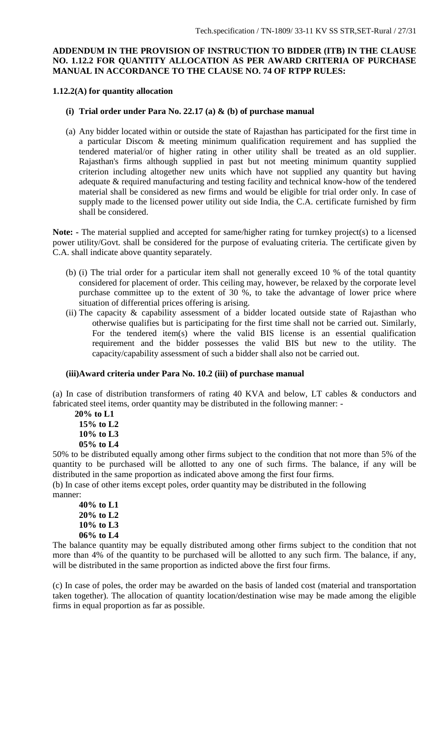**ADDENDUM IN THE PROVISION OF INSTRUCTION TO BIDDER (ITB) IN THE CLAUSE NO. 1.12.2 FOR QUANTITY ALLOCATION AS PER AWARD CRITERIA OF PURCHASE MANUAL IN ACCORDANCE TO THE CLAUSE NO. 74 OF RTPP RULES:**

**1.12.2(A) for quantity allocation**

**(i) Trial order under Para No. 22.17 (a) & (b) of purchase manual**

(a) Any bidder located within or outside the state of Rajasthan has participated for the first time in a particular Discom & meeting minimum qualification requirement and has supplied the tendered material/or of higher rating in other utility shall be treated as an old supplier. Rajasthan's firms although supplied in past but not meeting minimum quantity supplied criterion including altogether new units which have not supplied any quantity but having adequate & required manufacturing and testing facility and technical know-how of the tendered material shall be considered as new firms and would be eligible for trial order only. In case of supply made to the licensed power utility out side India, the C.A. certificate furnished by firm shall be considered.

**Note: -** The material supplied and accepted for same/higher rating for turnkey project(s) to a licensed power utility/Govt. shall be considered for the purpose of evaluating criteria. The certificate given by C.A. shall indicate above quantity separately.

(b) (i) The trial order for a particular item shall not generally exceed 10 % of the total quantity considered for placement of order. This ceiling may, however, be relaxed by the corporate level purchase committee up to the extent of 30 %, to take the advantage of lower price where situation of differential prices offering is arising.

(ii) The capacity & capability assessment of a bidder located outside state of Rajasthan who otherwise qualifies but is participating for the first time shall not be carried out. Similarly, For the tendered item(s) where the valid BIS license is an essential qualification requirement and the bidder possesses the valid BIS but new to the utility. The capacity/capability assessment of such a bidder shall also not be carried out.

**(iii)Award criteria under Para No. 10.2 (iii) of purchase manual**

(a) In case of distribution transformers of rating 40 KVA and below, LT cables & conductors and fabricated steel items, order quantity may be distributed in the following manner: -

**20% to L1**
**15% to L2**
**10% to L3**
**05% to L4**

50% to be distributed equally among other firms subject to the condition that not more than 5% of the quantity to be purchased will be allotted to any one of such firms. The balance, if any will be distributed in the same proportion as indicated above among the first four firms.

(b) In case of other items except poles, order quantity may be distributed in the following manner:

**40% to L1**
**20% to L2**
**10% to L3**
**06% to L4**

The balance quantity may be equally distributed among other firms subject to the condition that not more than 4% of the quantity to be purchased will be allotted to any such firm. The balance, if any, will be distributed in the same proportion as indicted above the first four firms.

(c) In case of poles, the order may be awarded on the basis of landed cost (material and transportation taken together). The allocation of quantity location/destination wise may be made among the eligible firms in equal proportion as far as possible.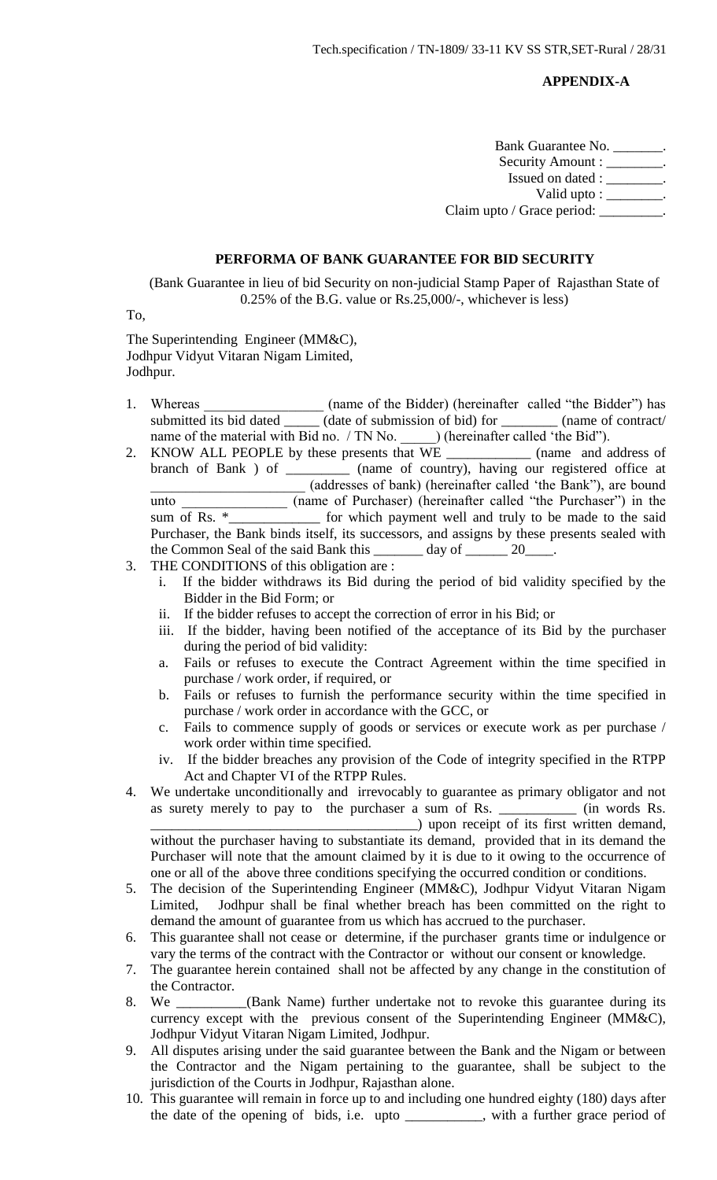**APPENDIX-A**

Bank Guarantee No. _______.
Security Amount : ________.
Issued on dated : ________.
Valid upto : ________.
Claim upto / Grace period: _________.

## PERFORMA OF BANK GUARANTEE FOR BID SECURITY

(Bank Guarantee in lieu of bid Security on non-judicial Stamp Paper of Rajasthan State of 0.25% of the B.G. value or Rs.25,000/-, whichever is less)

To,

The Superintending Engineer (MM&C),
Jodhpur Vidyut Vitaran Nigam Limited,
Jodhpur.

1. Whereas ________________ (name of the Bidder) (hereinafter called "the Bidder") has submitted its bid dated _____ (date of submission of bid) for ________ (name of contract/ name of the material with Bid no. / TN No. _____) (hereinafter called 'the Bid").
2. KNOW ALL PEOPLE by these presents that WE ____________ (name and address of branch of Bank ) of _________ (name of country), having our registered office at ______________________ (addresses of bank) (hereinafter called 'the Bank"), are bound unto _______________ (name of Purchaser) (hereinafter called "the Purchaser") in the sum of Rs. *_____________ for which payment well and truly to be made to the said Purchaser, the Bank binds itself, its successors, and assigns by these presents sealed with the Common Seal of the said Bank this _______ day of ______ 20____.
3. THE CONDITIONS of this obligation are :
   i. If the bidder withdraws its Bid during the period of bid validity specified by the Bidder in the Bid Form; or
   ii. If the bidder refuses to accept the correction of error in his Bid; or
   iii. If the bidder, having been notified of the acceptance of its Bid by the purchaser during the period of bid validity:
   a. Fails or refuses to execute the Contract Agreement within the time specified in purchase / work order, if required, or
   b. Fails or refuses to furnish the performance security within the time specified in purchase / work order in accordance with the GCC, or
   c. Fails to commence supply of goods or services or execute work as per purchase / work order within time specified.
   iv. If the bidder breaches any provision of the Code of integrity specified in the RTPP Act and Chapter VI of the RTPP Rules.
4. We undertake unconditionally and irrevocably to guarantee as primary obligator and not as surety merely to pay to the purchaser a sum of Rs. ___________ (in words Rs. ______________________________________) upon receipt of its first written demand, without the purchaser having to substantiate its demand, provided that in its demand the Purchaser will note that the amount claimed by it is due to it owing to the occurrence of one or all of the above three conditions specifying the occurred condition or conditions.
5. The decision of the Superintending Engineer (MM&C), Jodhpur Vidyut Vitaran Nigam Limited, Jodhpur shall be final whether breach has been committed on the right to demand the amount of guarantee from us which has accrued to the purchaser.
6. This guarantee shall not cease or determine, if the purchaser grants time or indulgence or vary the terms of the contract with the Contractor or without our consent or knowledge.
7. The guarantee herein contained shall not be affected by any change in the constitution of the Contractor.
8. We __________(Bank Name) further undertake not to revoke this guarantee during its currency except with the previous consent of the Superintending Engineer (MM&C), Jodhpur Vidyut Vitaran Nigam Limited, Jodhpur.
9. All disputes arising under the said guarantee between the Bank and the Nigam or between the Contractor and the Nigam pertaining to the guarantee, shall be subject to the jurisdiction of the Courts in Jodhpur, Rajasthan alone.
10. This guarantee will remain in force up to and including one hundred eighty (180) days after the date of the opening of bids, i.e. upto ___________, with a further grace period of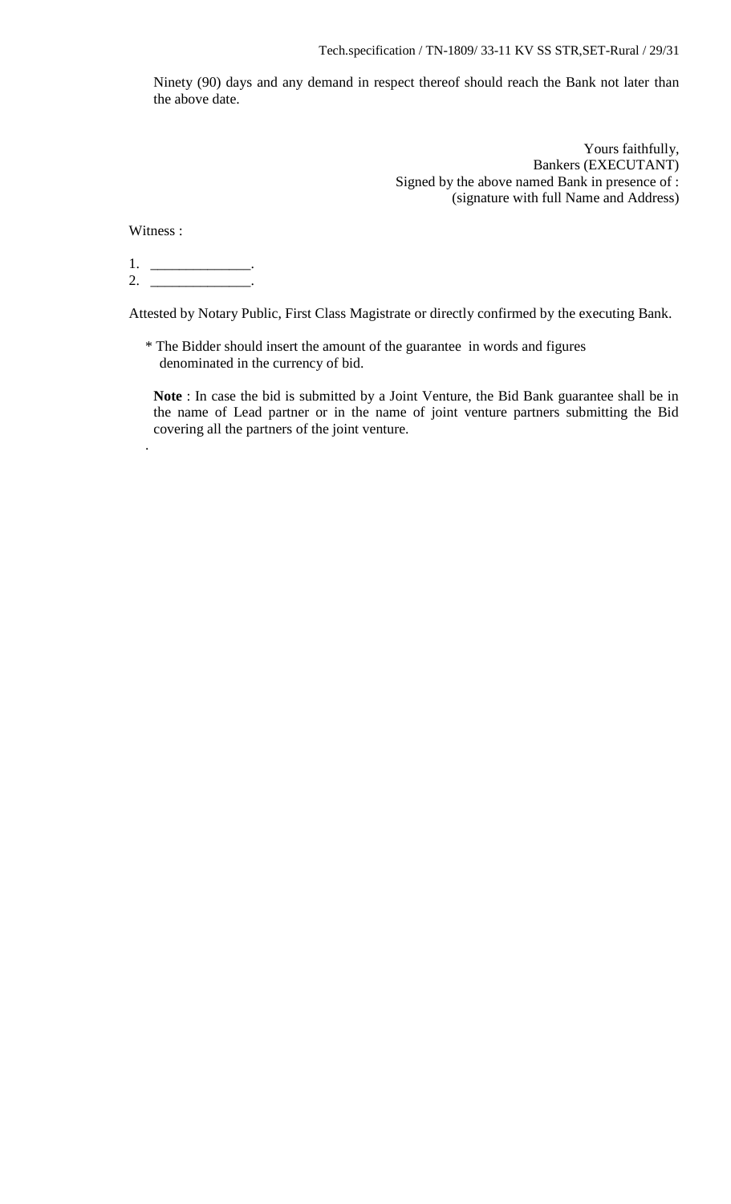Ninety (90) days and any demand in respect thereof should reach the Bank not later than the above date.

Yours faithfully,
Bankers (EXECUTANT)
Signed by the above named Bank in presence of :
(signature with full Name and Address)

Witness :

1. ______________.
2. ______________.

Attested by Notary Public, First Class Magistrate or directly confirmed by the executing Bank.

* The Bidder should insert the amount of the guarantee in words and figures denominated in the currency of bid.

**Note** : In case the bid is submitted by a Joint Venture, the Bid Bank guarantee shall be in the name of Lead partner or in the name of joint venture partners submitting the Bid covering all the partners of the joint venture.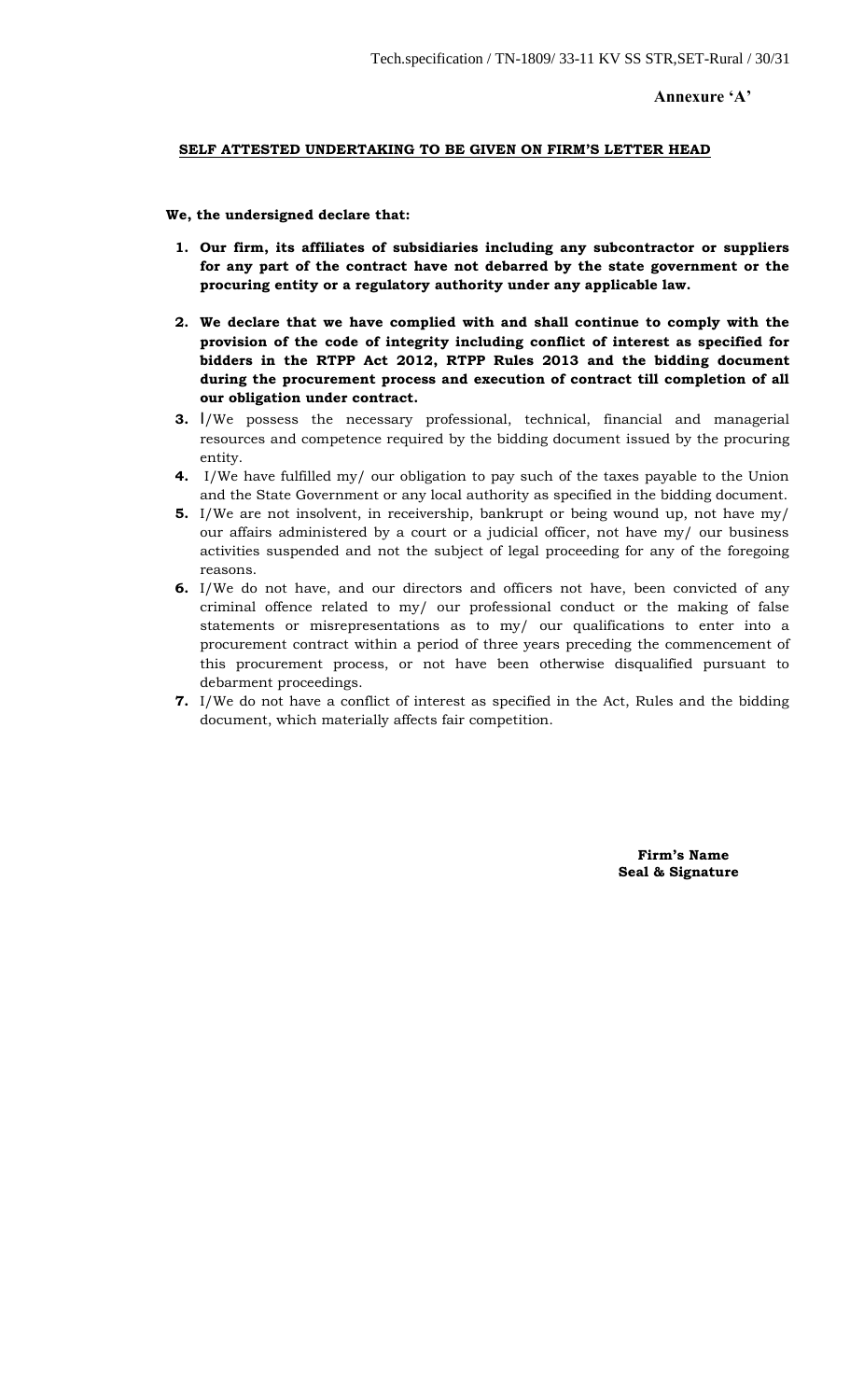**Annexure 'A'**

**SELF ATTESTED UNDERTAKING TO BE GIVEN ON FIRM'S LETTER HEAD**

**We, the undersigned declare that:**

1. **Our firm, its affiliates of subsidiaries including any subcontractor or suppliers for any part of the contract have not debarred by the state government or the procuring entity or a regulatory authority under any applicable law.**
2. **We declare that we have complied with and shall continue to comply with the provision of the code of integrity including conflict of interest as specified for bidders in the RTPP Act 2012, RTPP Rules 2013 and the bidding document during the procurement process and execution of contract till completion of all our obligation under contract.**
3. I/We possess the necessary professional, technical, financial and managerial resources and competence required by the bidding document issued by the procuring entity.
4. I/We have fulfilled my/ our obligation to pay such of the taxes payable to the Union and the State Government or any local authority as specified in the bidding document.
5. I/We are not insolvent, in receivership, bankrupt or being wound up, not have my/ our affairs administered by a court or a judicial officer, not have my/ our business activities suspended and not the subject of legal proceeding for any of the foregoing reasons.
6. I/We do not have, and our directors and officers not have, been convicted of any criminal offence related to my/ our professional conduct or the making of false statements or misrepresentations as to my/ our qualifications to enter into a procurement contract within a period of three years preceding the commencement of this procurement process, or not have been otherwise disqualified pursuant to debarment proceedings.
7. I/We do not have a conflict of interest as specified in the Act, Rules and the bidding document, which materially affects fair competition.

**Firm's Name**
**Seal & Signature**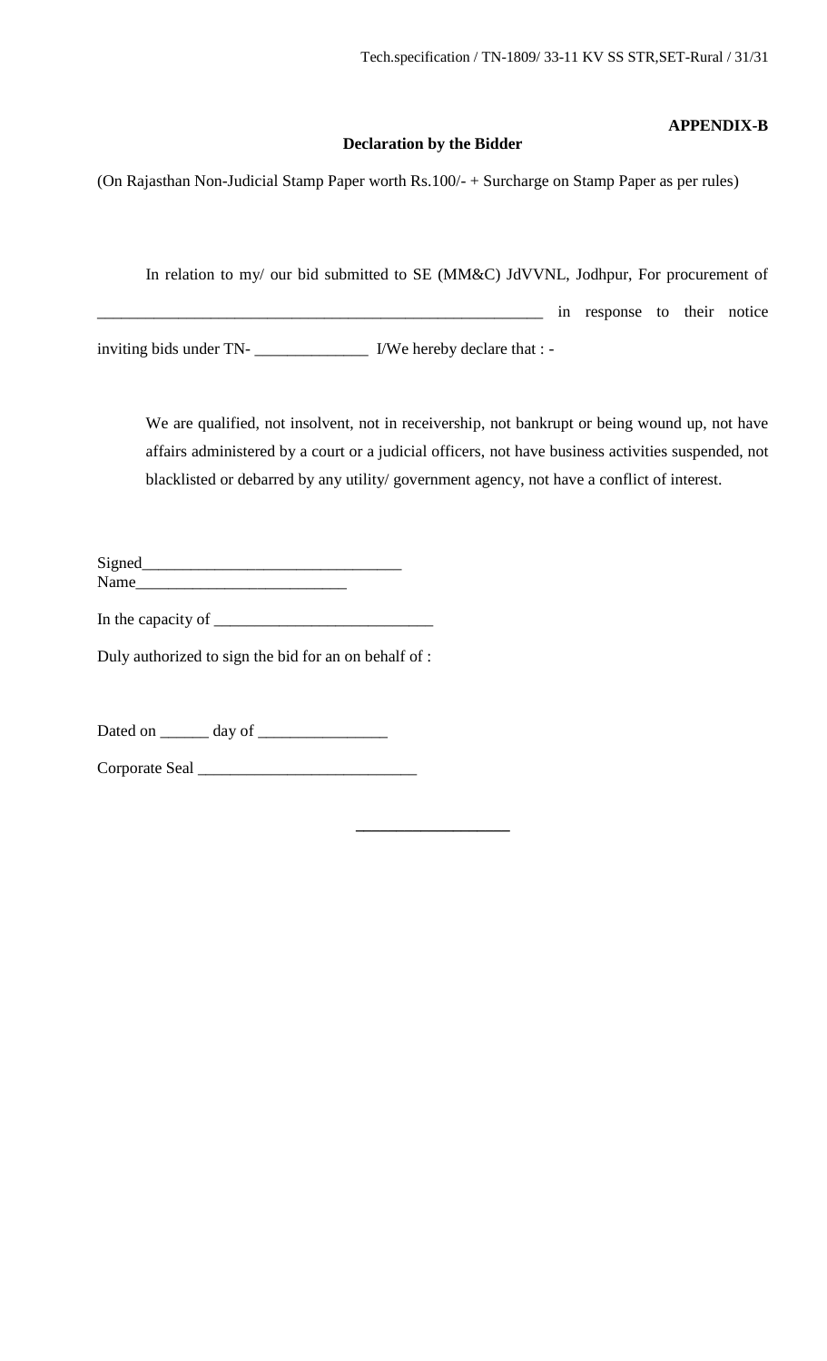**APPENDIX-B**

**Declaration by the Bidder**

(On Rajasthan Non-Judicial Stamp Paper worth Rs.100/- + Surcharge on Stamp Paper as per rules)

In relation to my/ our bid submitted to SE (MM&C) JdVVNL, Jodhpur, For procurement of _________________________________________________________ in response to their notice inviting bids under TN- ______________ I/We hereby declare that : -

We are qualified, not insolvent, not in receivership, not bankrupt or being wound up, not have affairs administered by a court or a judicial officers, not have business activities suspended, not blacklisted or debarred by any utility/ government agency, not have a conflict of interest.

Signed________________________________
Name__________________________

In the capacity of ___________________________

Duly authorized to sign the bid for an on behalf of :

Dated on ______ day of ________________

Corporate Seal ___________________________